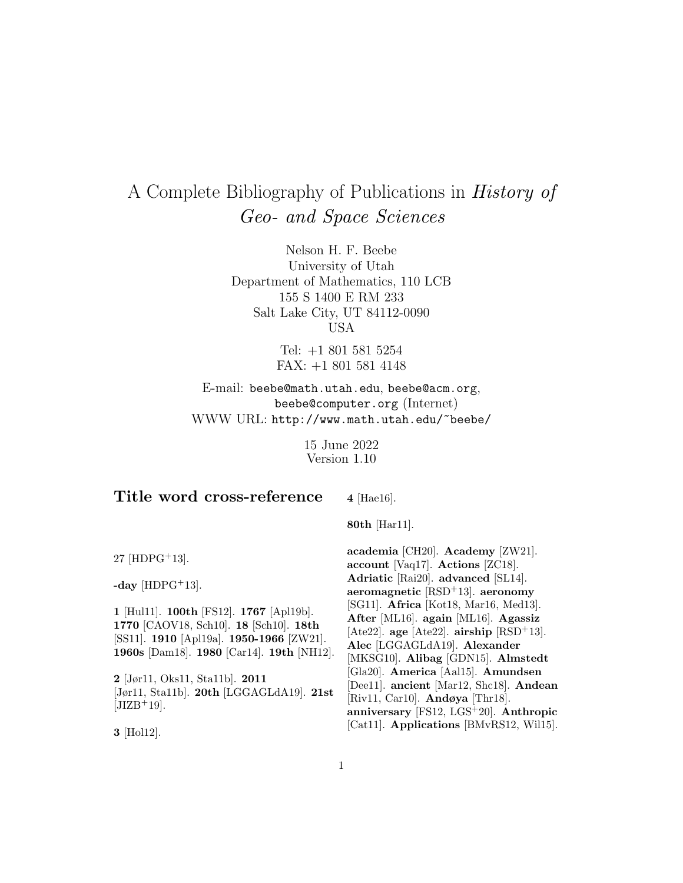# A Complete Bibliography of Publications in *History of Geo- and Space Sciences*

Nelson H. F. Beebe
University of Utah
Department of Mathematics, 110 LCB
155 S 1400 E RM 233
Salt Lake City, UT 84112-0090
USA

Tel: +1 801 581 5254
FAX: +1 801 581 4148

E-mail: beebe@math.utah.edu, beebe@acm.org, beebe@computer.org (Internet)
WWW URL: http://www.math.utah.edu/~beebe/

15 June 2022
Version 1.10

## Title word cross-reference

27 [HDPG+13].

**-day** [HDPG+13].

**1** [Hul11]. **100th** [FS12]. **1767** [Apl19b]. **1770** [CAOV18, Sch10]. **18** [Sch10]. **18th** [SS11]. **1910** [Apl19a]. **1950-1966** [ZW21]. **1960s** [Dam18]. **1980** [Car14]. **19th** [NH12].

**2** [Jør11, Oks11, Sta11b]. **2011** [Jør11, Sta11b]. **20th** [LGGAGLdA19]. **21st** [JIZB+19].

**3** [Hol12].

**4** [Hae16].

**80th** [Har11].

**academia** [CH20]. **Academy** [ZW21]. **account** [Vaq17]. **Actions** [ZC18]. **Adriatic** [Rai20]. **advanced** [SL14]. **aeromagnetic** [RSD+13]. **aeronomy** [SG11]. **Africa** [Kot18, Mar16, Med13]. **After** [ML16]. **again** [ML16]. **Agassiz** [Ate22]. **age** [Ate22]. **airship** [RSD+13]. **Alec** [LGGAGLdA19]. **Alexander** [MKSG10]. **Alibag** [GDN15]. **Almstedt** [Gla20]. **America** [Aal15]. **Amundsen** [Dee11]. **ancient** [Mar12, Shc18]. **Andean** [Riv11, Car10]. **Andøya** [Thr18]. **anniversary** [FS12, LGS+20]. **Anthropic** [Cat11]. **Applications** [BMvRS12, Wil15].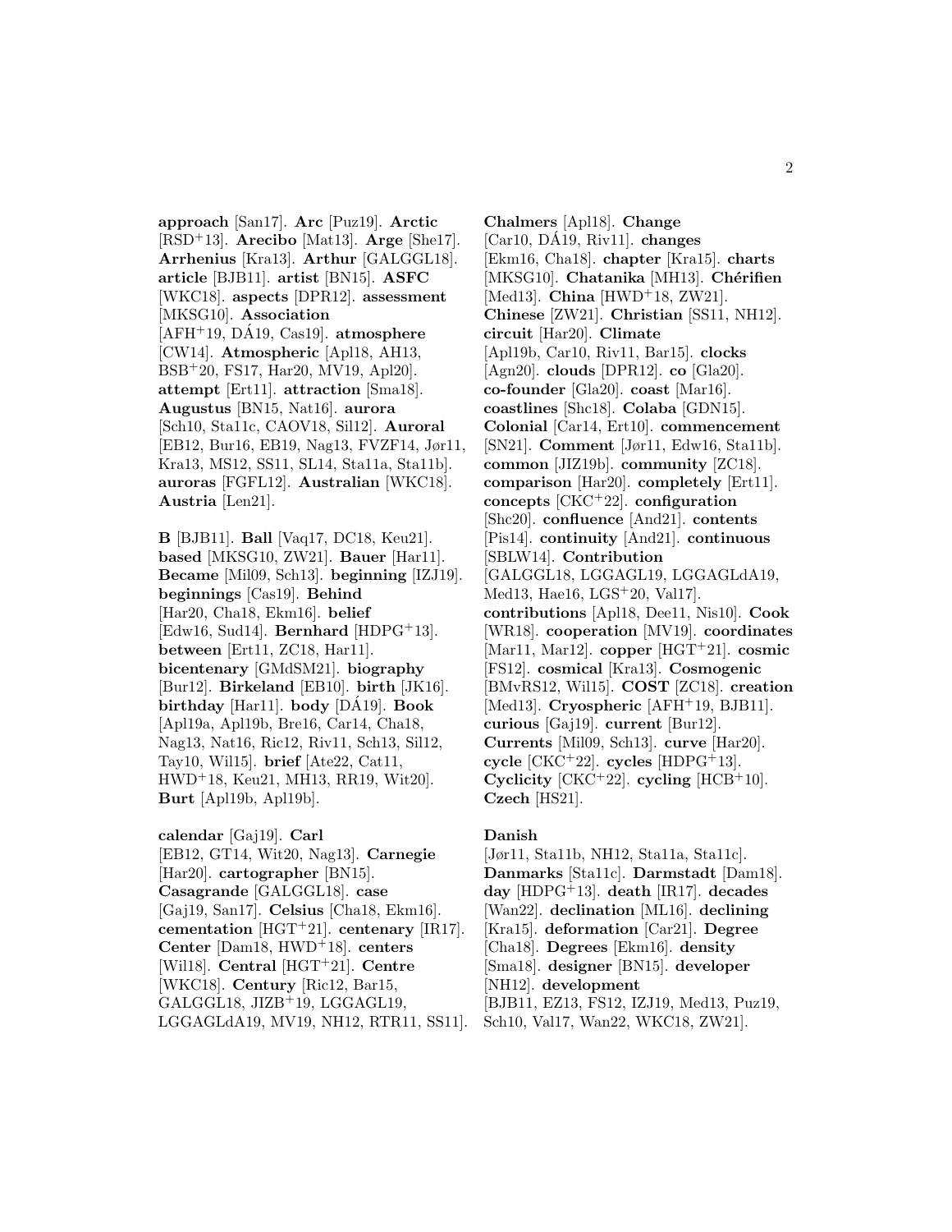**approach** [San17]. **Arc** [Puz19]. **Arctic** [RSD+13]. **Arecibo** [Mat13]. **Arge** [She17]. **Arrhenius** [Kra13]. **Arthur** [GALGGL18]. **article** [BJB11]. **artist** [BN15]. **ASFC** [WKC18]. **aspects** [DPR12]. **assessment** [MKSG10]. **Association** [AFH+19, DÁ19, Cas19]. **atmosphere** [CW14]. **Atmospheric** [Apl18, AH13, BSB+20, FS17, Har20, MV19, Apl20]. **attempt** [Ert11]. **attraction** [Sma18]. **Augustus** [BN15, Nat16]. **aurora** [Sch10, Sta11c, CAOV18, Sil12]. **Auroral** [EB12, Bur16, EB19, Nag13, FVZF14, Jør11, Kra13, MS12, SS11, SL14, Sta11a, Sta11b]. **auroras** [FGFL12]. **Australian** [WKC18]. **Austria** [Len21].

**B** [BJB11]. **Ball** [Vaq17, DC18, Keu21]. **based** [MKSG10, ZW21]. **Bauer** [Har11]. **Became** [Mil09, Sch13]. **beginning** [IZJ19]. **beginnings** [Cas19]. **Behind** [Har20, Cha18, Ekm16]. **belief** [Edw16, Sud14]. **Bernhard** [HDPG+13]. **between** [Ert11, ZC18, Har11]. **bicentenary** [GMdSM21]. **biography** [Bur12]. **Birkeland** [EB10]. **birth** [JK16]. **birthday** [Har11]. **body** [DÁ19]. **Book** [Apl19a, Apl19b, Bre16, Car14, Cha18, Nag13, Nat16, Ric12, Riv11, Sch13, Sil12, Tay10, Wil15]. **brief** [Ate22, Cat11, HWD+18, Keu21, MH13, RR19, Wit20]. **Burt** [Apl19b, Apl19b].

**calendar** [Gaj19]. **Carl** [EB12, GT14, Wit20, Nag13]. **Carnegie** [Har20]. **cartographer** [BN15]. **Casagrande** [GALGGL18]. **case** [Gaj19, San17]. **Celsius** [Cha18, Ekm16]. **cementation** [HGT+21]. **centenary** [IR17]. **Center** [Dam18, HWD+18]. **centers** [Wil18]. **Central** [HGT+21]. **Centre** [WKC18]. **Century** [Ric12, Bar15, GALGGL18, JIZB+19, LGGAGL19, LGGAGLdA19, MV19, NH12, RTR11, SS11].

**Chalmers** [Apl18]. **Change** [Car10, DÁ19, Riv11]. **changes** [Ekm16, Cha18]. **chapter** [Kra15]. **charts** [MKSG10]. **Chatanika** [MH13]. **Chérifien** [Med13]. **China** [HWD+18, ZW21]. **Chinese** [ZW21]. **Christian** [SS11, NH12]. **circuit** [Har20]. **Climate** [Apl19b, Car10, Riv11, Bar15]. **clocks** [Agn20]. **clouds** [DPR12]. **co** [Gla20]. **co-founder** [Gla20]. **coast** [Mar16]. **coastlines** [Shc18]. **Colaba** [GDN15]. **Colonial** [Car14, Ert10]. **commencement** [SN21]. **Comment** [Jør11, Edw16, Sta11b]. **common** [JIZ19b]. **community** [ZC18]. **comparison** [Har20]. **completely** [Ert11]. **concepts** [CKC+22]. **configuration** [Shc20]. **confluence** [And21]. **contents** [Pis14]. **continuity** [And21]. **continuous** [SBLW14]. **Contribution** [GALGGL18, LGGAGL19, LGGAGLdA19, Med13, Hae16, LGS+20, Val17]. **contributions** [Apl18, Dee11, Nis10]. **Cook** [WR18]. **cooperation** [MV19]. **coordinates** [Mar11, Mar12]. **copper** [HGT+21]. **cosmic** [FS12]. **cosmical** [Kra13]. **Cosmogenic** [BMvRS12, Wil15]. **COST** [ZC18]. **creation** [Med13]. **Cryospheric** [AFH+19, BJB11]. **curious** [Gaj19]. **current** [Bur12]. **Currents** [Mil09, Sch13]. **curve** [Har20]. **cycle** [CKC+22]. **cycles** [HDPG+13]. **Cyclicity** [CKC+22]. **cycling** [HCB+10]. **Czech** [HS21].

**Danish** [Jør11, Sta11b, NH12, Sta11a, Sta11c]. **Danmarks** [Sta11c]. **Darmstadt** [Dam18]. **day** [HDPG+13]. **death** [IR17]. **decades** [Wan22]. **declination** [ML16]. **declining** [Kra15]. **deformation** [Car21]. **Degree** [Cha18]. **Degrees** [Ekm16]. **density** [Sma18]. **designer** [BN15]. **developer** [NH12]. **development** [BJB11, EZ13, FS12, IZJ19, Med13, Puz19, Sch10, Val17, Wan22, WKC18, ZW21].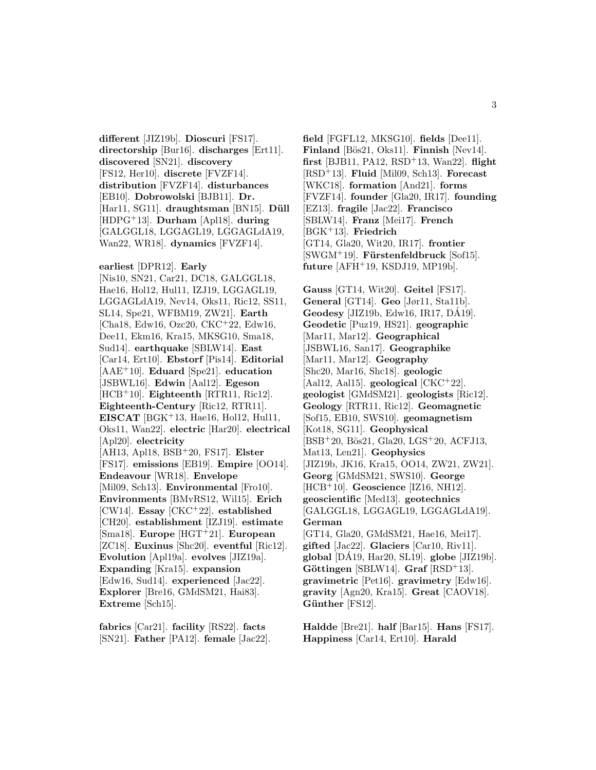**different** [JIZ19b]. **Dioscuri** [FS17]. **directorship** [Bur16]. **discharges** [Ert11]. **discovered** [SN21]. **discovery** [FS12, Her10]. **discrete** [FVZF14]. **distribution** [FVZF14]. **disturbances** [EB10]. **Dobrowolski** [BJB11]. **Dr.** [Har11, SG11]. **draughtsman** [BN15]. **Düll** [HDPG[+]13]. **Durham** [Apl18]. **during** [GALGGL18, LGGAGL19, LGGAGLdA19, Wan22, WR18]. **dynamics** [FVZF14].

**earliest** [DPR12]. **Early** [Nis10, SN21, Car21, DC18, GALGGL18, Hae16, Hol12, Hul11, IZJ19, LGGAGL19, LGGAGLdA19, Nev14, Oks11, Ric12, SS11, SL14, Spe21, WFBM19, ZW21]. **Earth** [Cha18, Edw16, Ozc20, CKC[+]22, Edw16, Dee11, Ekm16, Kra15, MKSG10, Sma18, Sud14]. **earthquake** [SBLW14]. **East** [Car14, Ert10]. **Ebstorf** [Pis14]. **Editorial** [AAE[+]10]. **Eduard** [Spe21]. **education** [JSBWL16]. **Edwin** [Aal12]. **Egeson** [HCB[+]10]. **Eighteenth** [RTR11, Ric12]. **Eighteenth-Century** [Ric12, RTR11]. **EISCAT** [BGK[+]13, Hae16, Hol12, Hul11, Oks11, Wan22]. **electric** [Har20]. **electrical** [Apl20]. **electricity** [AH13, Apl18, BSB[+]20, FS17]. **Elster** [FS17]. **emissions** [EB19]. **Empire** [OO14]. **Endeavour** [WR18]. **Envelope** [Mil09, Sch13]. **Environmental** [Fro10]. **Environments** [BMvRS12, Wil15]. **Erich** [CW14]. **Essay** [CKC[+]22]. **established** [CH20]. **establishment** [IZJ19]. **estimate** [Sma18]. **Europe** [HGT[+]21]. **European** [ZC18]. **Euxinus** [Shc20]. **eventful** [Ric12]. **Evolution** [Apl19a]. **evolves** [JIZ19a]. **Expanding** [Kra15]. **expansion** [Edw16, Sud14]. **experienced** [Jac22]. **Explorer** [Bre16, GMdSM21, Hai83]. **Extreme** [Sch15].

**fabrics** [Car21]. **facility** [RS22]. **facts** [SN21]. **Father** [PA12]. **female** [Jac22]. **field** [FGFL12, MKSG10]. **fields** [Dee11]. **Finland** [Bös21, Oks11]. **Finnish** [Nev14]. **first** [BJB11, PA12, RSD[+]13, Wan22]. **flight** [RSD[+]13]. **Fluid** [Mil09, Sch13]. **Forecast** [WKC18]. **formation** [And21]. **forms** [FVZF14]. **founder** [Gla20, IR17]. **founding** [EZ13]. **fragile** [Jac22]. **Francisco** [SBLW14]. **Franz** [Mei17]. **French** [BGK[+]13]. **Friedrich** [GT14, Gla20, Wit20, IR17]. **frontier** [SWGM[+]19]. **Fürstenfeldbruck** [Sof15]. **future** [AFH[+]19, KSDJ19, MP19b].

**Gauss** [GT14, Wit20]. **Geitel** [FS17]. **General** [GT14]. **Geo** [Jør11, Sta11b]. **Geodesy** [JIZ19b, Edw16, IR17, DÁ19]. **Geodetic** [Puz19, HS21]. **geographic** [Mar11, Mar12]. **Geographical** [JSBWL16, San17]. **Geographike** [Mar11, Mar12]. **Geography** [Shc20, Mar16, Shc18]. **geologic** [Aal12, Aal15]. **geological** [CKC[+]22]. **geologist** [GMdSM21]. **geologists** [Ric12]. **Geology** [RTR11, Ric12]. **Geomagnetic** [Sof15, EB10, SWS10]. **geomagnetism** [Kot18, SG11]. **Geophysical** [BSB[+]20, Bös21, Gla20, LGS[+]20, ACFJ13, Mat13, Len21]. **Geophysics** [JIZ19b, JK16, Kra15, OO14, ZW21, ZW21]. **Georg** [GMdSM21, SWS10]. **George** [HCB[+]10]. **Geoscience** [IZ16, NH12]. **geoscientific** [Med13]. **geotechnics** [GALGGL18, LGGAGL19, LGGAGLdA19]. **German** [GT14, Gla20, GMdSM21, Hae16, Mei17]. **gifted** [Jac22]. **Glaciers** [Car10, Riv11]. **global** [DÁ19, Har20, SL19]. **globe** [JIZ19b]. **Göttingen** [SBLW14]. **Graf** [RSD[+]13]. **gravimetric** [Pet16]. **gravimetry** [Edw16]. **gravity** [Agn20, Kra15]. **Great** [CAOV18]. **Günther** [FS12].

**Haldde** [Bre21]. **half** [Bar15]. **Hans** [FS17]. **Happiness** [Car14, Ert10]. **Harald**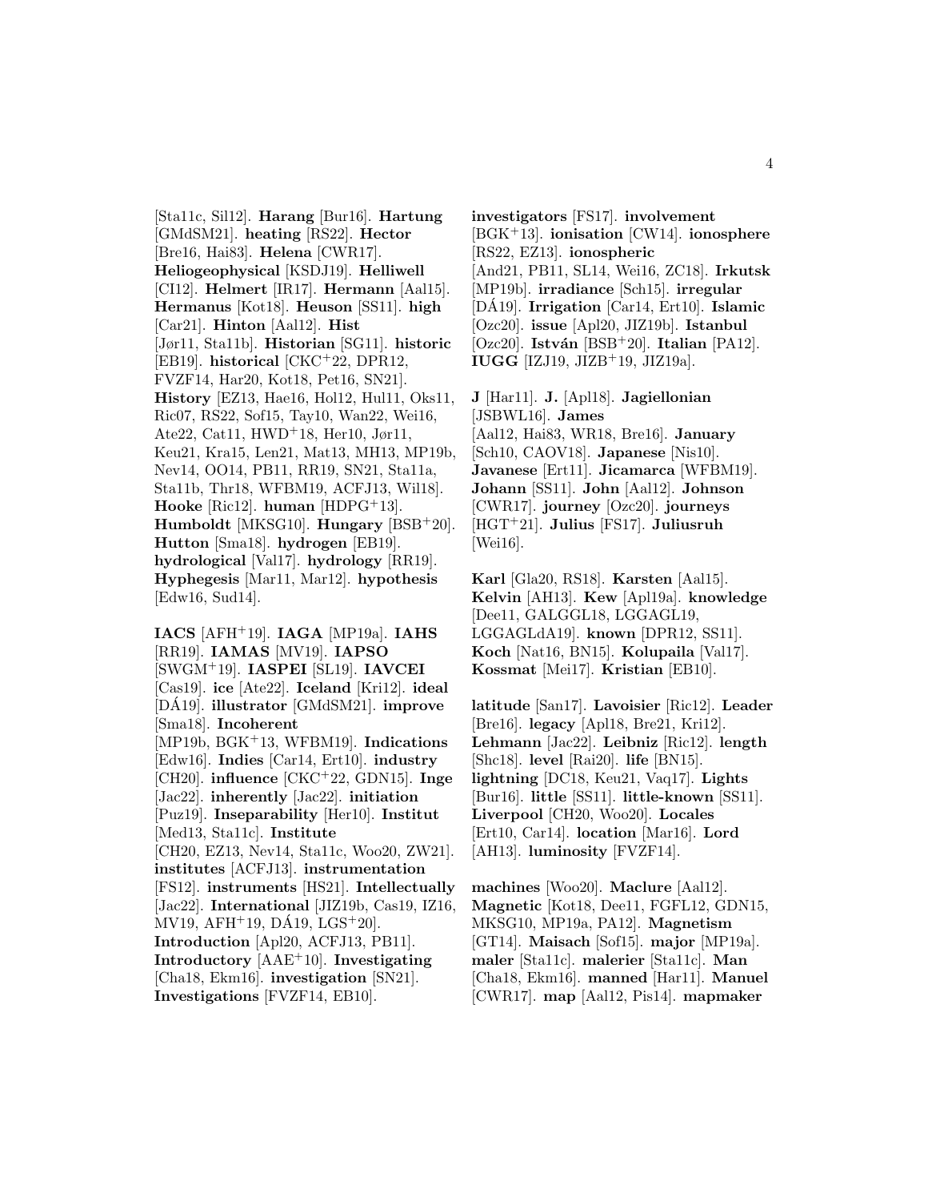[Sta11c, Sil12]. **Harang** [Bur16]. **Hartung** [GMdSM21]. **heating** [RS22]. **Hector** [Bre16, Hai83]. **Helena** [CWR17]. **Heliogeophysical** [KSDJ19]. **Helliwell** [CI12]. **Helmert** [IR17]. **Hermann** [Aal15]. **Hermanus** [Kot18]. **Heuson** [SS11]. **high** [Car21]. **Hinton** [Aal12]. **Hist** [Jør11, Sta11b]. **Historian** [SG11]. **historic** [EB19]. **historical** [CKC+22, DPR12, FVZF14, Har20, Kot18, Pet16, SN21]. **History** [EZ13, Hae16, Hol12, Hul11, Oks11, Ric07, RS22, Sof15, Tay10, Wan22, Wei16, Ate22, Cat11, HWD+18, Her10, Jør11, Keu21, Kra15, Len21, Mat13, MH13, MP19b, Nev14, OO14, PB11, RR19, SN21, Sta11a, Sta11b, Thr18, WFBM19, ACFJ13, Wil18]. **Hooke** [Ric12]. **human** [HDPG+13]. **Humboldt** [MKSG10]. **Hungary** [BSB+20]. **Hutton** [Sma18]. **hydrogen** [EB19]. **hydrological** [Val17]. **hydrology** [RR19]. **Hyphegesis** [Mar11, Mar12]. **hypothesis** [Edw16, Sud14].

**IACS** [AFH+19]. **IAGA** [MP19a]. **IAHS** [RR19]. **IAMAS** [MV19]. **IAPSO** [SWGM+19]. **IASPEI** [SL19]. **IAVCEI** [Cas19]. **ice** [Ate22]. **Iceland** [Kri12]. **ideal** [DÁ19]. **illustrator** [GMdSM21]. **improve** [Sma18]. **Incoherent** [MP19b, BGK+13, WFBM19]. **Indications** [Edw16]. **Indies** [Car14, Ert10]. **industry** [CH20]. **influence** [CKC+22, GDN15]. **Inge** [Jac22]. **inherently** [Jac22]. **initiation** [Puz19]. **Inseparability** [Her10]. **Institut** [Med13, Sta11c]. **Institute** [CH20, EZ13, Nev14, Sta11c, Woo20, ZW21]. **institutes** [ACFJ13]. **instrumentation** [FS12]. **instruments** [HS21]. **Intellectually** [Jac22]. **International** [JIZ19b, Cas19, IZ16, MV19, AFH+19, DÁ19, LGS+20]. **Introduction** [Apl20, ACFJ13, PB11]. **Introductory** [AAE+10]. **Investigating** [Cha18, Ekm16]. **investigation** [SN21]. **Investigations** [FVZF14, EB10].

**investigators** [FS17]. **involvement** [BGK+13]. **ionisation** [CW14]. **ionosphere** [RS22, EZ13]. **ionospheric** [And21, PB11, SL14, Wei16, ZC18]. **Irkutsk** [MP19b]. **irradiance** [Sch15]. **irregular** [DÁ19]. **Irrigation** [Car14, Ert10]. **Islamic** [Ozc20]. **issue** [Apl20, JIZ19b]. **Istanbul** [Ozc20]. **István** [BSB+20]. **Italian** [PA12]. **IUGG** [IZJ19, JIZB+19, JIZ19a].

**J** [Har11]. **J.** [Apl18]. **Jagiellonian** [JSBWL16]. **James** [Aal12, Hai83, WR18, Bre16]. **January** [Sch10, CAOV18]. **Japanese** [Nis10]. **Javanese** [Ert11]. **Jicamarca** [WFBM19]. **Johann** [SS11]. **John** [Aal12]. **Johnson** [CWR17]. **journey** [Ozc20]. **journeys** [HGT+21]. **Julius** [FS17]. **Juliusruh** [Wei16].

**Karl** [Gla20, RS18]. **Karsten** [Aal15]. **Kelvin** [AH13]. **Kew** [Apl19a]. **knowledge** [Dee11, GALGGL18, LGGAGL19, LGGAGLdA19]. **known** [DPR12, SS11]. **Koch** [Nat16, BN15]. **Kolupaila** [Val17]. **Kossmat** [Mei17]. **Kristian** [EB10].

**latitude** [San17]. **Lavoisier** [Ric12]. **Leader** [Bre16]. **legacy** [Apl18, Bre21, Kri12]. **Lehmann** [Jac22]. **Leibniz** [Ric12]. **length** [Shc18]. **level** [Rai20]. **life** [BN15]. **lightning** [DC18, Keu21, Vaq17]. **Lights** [Bur16]. **little** [SS11]. **little-known** [SS11]. **Liverpool** [CH20, Woo20]. **Locales** [Ert10, Car14]. **location** [Mar16]. **Lord** [AH13]. **luminosity** [FVZF14].

**machines** [Woo20]. **Maclure** [Aal12]. **Magnetic** [Kot18, Dee11, FGFL12, GDN15, MKSG10, MP19a, PA12]. **Magnetism** [GT14]. **Maisach** [Sof15]. **major** [MP19a]. **maler** [Sta11c]. **malerier** [Sta11c]. **Man** [Cha18, Ekm16]. **manned** [Har11]. **Manuel** [CWR17]. **map** [Aal12, Pis14]. **mapmaker**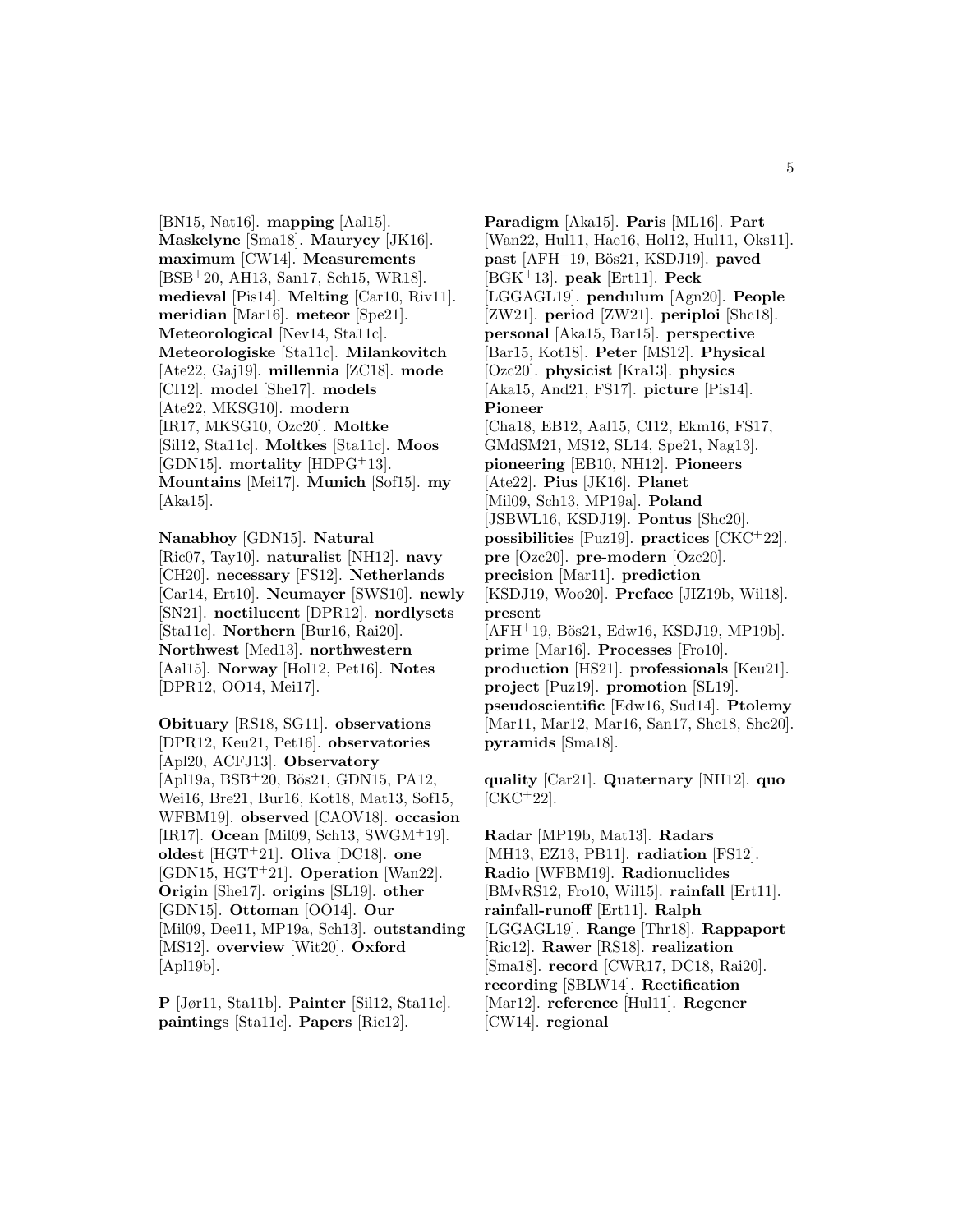[BN15, Nat16]. **mapping** [Aal15]. **Maskelyne** [Sma18]. **Maurycy** [JK16]. **maximum** [CW14]. **Measurements** [BSB+20, AH13, San17, Sch15, WR18]. **medieval** [Pis14]. **Melting** [Car10, Riv11]. **meridian** [Mar16]. **meteor** [Spe21]. **Meteorological** [Nev14, Sta11c]. **Meteorologiske** [Sta11c]. **Milankovitch** [Ate22, Gaj19]. **millennia** [ZC18]. **mode** [CI12]. **model** [She17]. **models** [Ate22, MKSG10]. **modern** [IR17, MKSG10, Ozc20]. **Moltke** [Sil12, Sta11c]. **Moltkes** [Sta11c]. **Moos** [GDN15]. **mortality** [HDPG+13]. **Mountains** [Mei17]. **Munich** [Sof15]. **my** [Aka15].

**Nanabhoy** [GDN15]. **Natural** [Ric07, Tay10]. **naturalist** [NH12]. **navy** [CH20]. **necessary** [FS12]. **Netherlands** [Car14, Ert10]. **Neumayer** [SWS10]. **newly** [SN21]. **noctilucent** [DPR12]. **nordlysets** [Sta11c]. **Northern** [Bur16, Rai20]. **Northwest** [Med13]. **northwestern** [Aal15]. **Norway** [Hol12, Pet16]. **Notes** [DPR12, OO14, Mei17].

**Obituary** [RS18, SG11]. **observations** [DPR12, Keu21, Pet16]. **observatories** [Apl20, ACFJ13]. **Observatory** [Apl19a, BSB+20, Bös21, GDN15, PA12, Wei16, Bre21, Bur16, Kot18, Mat13, Sof15, WFBM19]. **observed** [CAOV18]. **occasion** [IR17]. **Ocean** [Mil09, Sch13, SWGM+19]. **oldest** [HGT+21]. **Oliva** [DC18]. **one** [GDN15, HGT+21]. **Operation** [Wan22]. **Origin** [She17]. **origins** [SL19]. **other** [GDN15]. **Ottoman** [OO14]. **Our** [Mil09, Dee11, MP19a, Sch13]. **outstanding** [MS12]. **overview** [Wit20]. **Oxford** [Apl19b].

**P** [Jør11, Sta11b]. **Painter** [Sil12, Sta11c]. **paintings** [Sta11c]. **Papers** [Ric12]. **Paradigm** [Aka15]. **Paris** [ML16]. **Part** [Wan22, Hul11, Hae16, Hol12, Hul11, Oks11]. **past** [AFH+19, Bös21, KSDJ19]. **paved** [BGK+13]. **peak** [Ert11]. **Peck** [LGGAGL19]. **pendulum** [Agn20]. **People** [ZW21]. **period** [ZW21]. **periploi** [Shc18]. **personal** [Aka15, Bar15]. **perspective** [Bar15, Kot18]. **Peter** [MS12]. **Physical** [Ozc20]. **physicist** [Kra13]. **physics** [Aka15, And21, FS17]. **picture** [Pis14]. **Pioneer** [Cha18, EB12, Aal15, CI12, Ekm16, FS17, GMdSM21, MS12, SL14, Spe21, Nag13]. **pioneering** [EB10, NH12]. **Pioneers** [Ate22]. **Pius** [JK16]. **Planet** [Mil09, Sch13, MP19a]. **Poland** [JSBWL16, KSDJ19]. **Pontus** [Shc20]. **possibilities** [Puz19]. **practices** [CKC+22]. **pre** [Ozc20]. **pre-modern** [Ozc20]. **precision** [Mar11]. **prediction** [KSDJ19, Woo20]. **Preface** [JIZ19b, Wil18]. **present** [AFH+19, Bös21, Edw16, KSDJ19, MP19b]. **prime** [Mar16]. **Processes** [Fro10]. **production** [HS21]. **professionals** [Keu21]. **project** [Puz19]. **promotion** [SL19]. **pseudoscientific** [Edw16, Sud14]. **Ptolemy** [Mar11, Mar12, Mar16, San17, Shc18, Shc20]. **pyramids** [Sma18].

**quality** [Car21]. **Quaternary** [NH12]. **quo** [CKC+22].

**Radar** [MP19b, Mat13]. **Radars** [MH13, EZ13, PB11]. **radiation** [FS12]. **Radio** [WFBM19]. **Radionuclides** [BMvRS12, Fro10, Wil15]. **rainfall** [Ert11]. **rainfall-runoff** [Ert11]. **Ralph** [LGGAGL19]. **Range** [Thr18]. **Rappaport** [Ric12]. **Rawer** [RS18]. **realization** [Sma18]. **record** [CWR17, DC18, Rai20]. **recording** [SBLW14]. **Rectification** [Mar12]. **reference** [Hul11]. **Regener** [CW14]. **regional**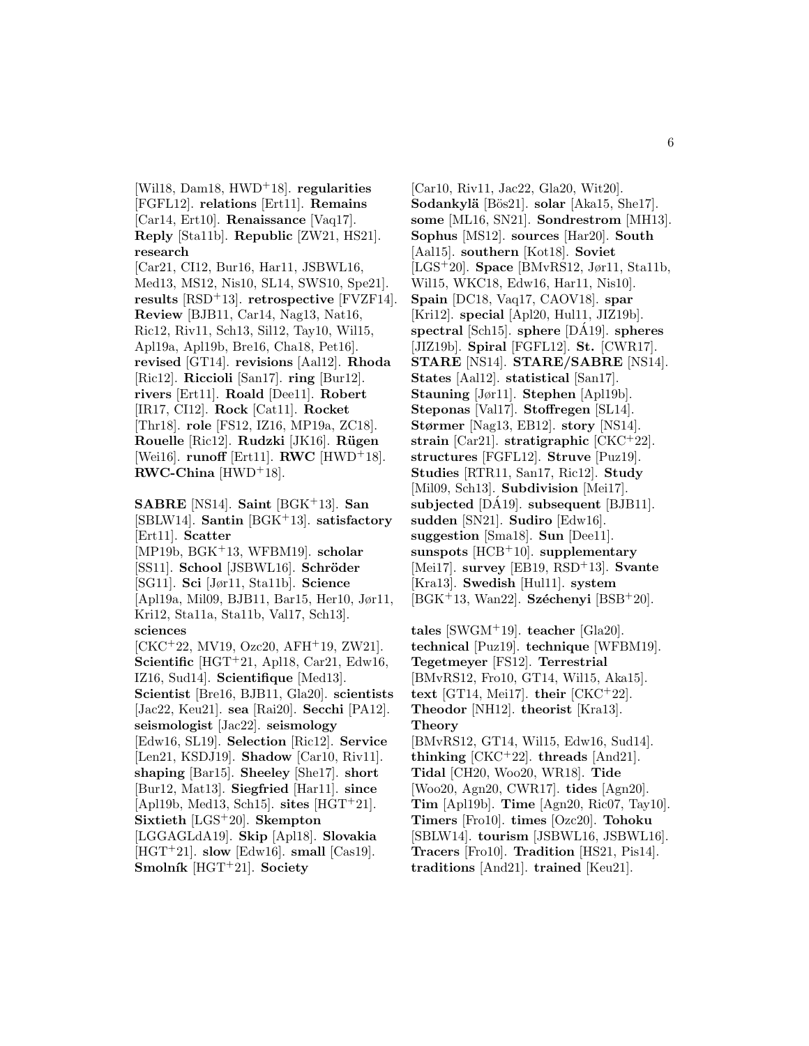[Wil18, Dam18, HWD[+]18]. **regularities** [FGFL12]. **relations** [Ert11]. **Remains** [Car14, Ert10]. **Renaissance** [Vaq17]. **Reply** [Sta11b]. **Republic** [ZW21, HS21]. **research** [Car21, CI12, Bur16, Har11, JSBWL16, Med13, MS12, Nis10, SL14, SWS10, Spe21]. **results** [RSD[+]13]. **retrospective** [FVZF14]. **Review** [BJB11, Car14, Nag13, Nat16, Ric12, Riv11, Sch13, Sil12, Tay10, Wil15, Apl19a, Apl19b, Bre16, Cha18, Pet16]. **revised** [GT14]. **revisions** [Aal12]. **Rhoda** [Ric12]. **Riccioli** [San17]. **ring** [Bur12]. **rivers** [Ert11]. **Roald** [Dee11]. **Robert** [IR17, CI12]. **Rock** [Cat11]. **Rocket** [Thr18]. **role** [FS12, IZ16, MP19a, ZC18]. **Rouelle** [Ric12]. **Rudzki** [JK16]. **Rügen** [Wei16]. **runoff** [Ert11]. **RWC** [HWD[+]18]. **RWC-China** [HWD[+]18].

**SABRE** [NS14]. **Saint** [BGK[+]13]. **San** [SBLW14]. **Santin** [BGK[+]13]. **satisfactory** [Ert11]. **Scatter** [MP19b, BGK[+]13, WFBM19]. **scholar** [SS11]. **School** [JSBWL16]. **Schröder** [SG11]. **Sci** [Jør11, Sta11b]. **Science** [Apl19a, Mil09, BJB11, Bar15, Her10, Jør11, Kri12, Sta11a, Sta11b, Val17, Sch13]. **sciences** [CKC[+]22, MV19, Ozc20, AFH[+]19, ZW21]. **Scientific** [HGT[+]21, Apl18, Car21, Edw16, IZ16, Sud14]. **Scientifique** [Med13]. **Scientist** [Bre16, BJB11, Gla20]. **scientists** [Jac22, Keu21]. **sea** [Rai20]. **Secchi** [PA12]. **seismologist** [Jac22]. **seismology** [Edw16, SL19]. **Selection** [Ric12]. **Service** [Len21, KSDJ19]. **Shadow** [Car10, Riv11]. **shaping** [Bar15]. **Sheeley** [She17]. **short** [Bur12, Mat13]. **Siegfried** [Har11]. **since** [Apl19b, Med13, Sch15]. **sites** [HGT[+]21]. **Sixtieth** [LGS[+]20]. **Skempton** [LGGAGLdA19]. **Skip** [Apl18]. **Slovakia** [HGT[+]21]. **slow** [Edw16]. **small** [Cas19]. **Smolník** [HGT[+]21]. **Society** [Car10, Riv11, Jac22, Gla20, Wit20]. **Sodankylä** [Bös21]. **solar** [Aka15, She17]. **some** [ML16, SN21]. **Sondrestrom** [MH13]. **Sophus** [MS12]. **sources** [Har20]. **South** [Aal15]. **southern** [Kot18]. **Soviet** [LGS[+]20]. **Space** [BMvRS12, Jør11, Sta11b, Wil15, WKC18, Edw16, Har11, Nis10]. **Spain** [DC18, Vaq17, CAOV18]. **spar** [Kri12]. **special** [Apl20, Hul11, JIZ19b]. **spectral** [Sch15]. **sphere** [DÁ19]. **spheres** [JIZ19b]. **Spiral** [FGFL12]. **St.** [CWR17]. **STARE** [NS14]. **STARE/SABRE** [NS14]. **States** [Aal12]. **statistical** [San17]. **Stauning** [Jør11]. **Stephen** [Apl19b]. **Steponas** [Val17]. **Stoffregen** [SL14]. **Størmer** [Nag13, EB12]. **story** [NS14]. **strain** [Car21]. **stratigraphic** [CKC[+]22]. **structures** [FGFL12]. **Struve** [Puz19]. **Studies** [RTR11, San17, Ric12]. **Study** [Mil09, Sch13]. **Subdivision** [Mei17]. **subjected** [DÁ19]. **subsequent** [BJB11]. **sudden** [SN21]. **Sudiro** [Edw16]. **suggestion** [Sma18]. **Sun** [Dee11]. **sunspots** [HCB[+]10]. **supplementary** [Mei17]. **survey** [EB19, RSD[+]13]. **Svante** [Kra13]. **Swedish** [Hul11]. **system** [BGK[+]13, Wan22]. **Széchenyi** [BSB[+]20].

**tales** [SWGM[+]19]. **teacher** [Gla20]. **technical** [Puz19]. **technique** [WFBM19]. **Tegetmeyer** [FS12]. **Terrestrial** [BMvRS12, Fro10, GT14, Wil15, Aka15]. **text** [GT14, Mei17]. **their** [CKC[+]22]. **Theodor** [NH12]. **theorist** [Kra13]. **Theory** [BMvRS12, GT14, Wil15, Edw16, Sud14]. **thinking** [CKC[+]22]. **threads** [And21]. **Tidal** [CH20, Woo20, WR18]. **Tide** [Woo20, Agn20, CWR17]. **tides** [Agn20]. **Tim** [Apl19b]. **Time** [Agn20, Ric07, Tay10]. **Timers** [Fro10]. **times** [Ozc20]. **Tohoku** [SBLW14]. **tourism** [JSBWL16, JSBWL16]. **Tracers** [Fro10]. **Tradition** [HS21, Pis14]. **traditions** [And21]. **trained** [Keu21].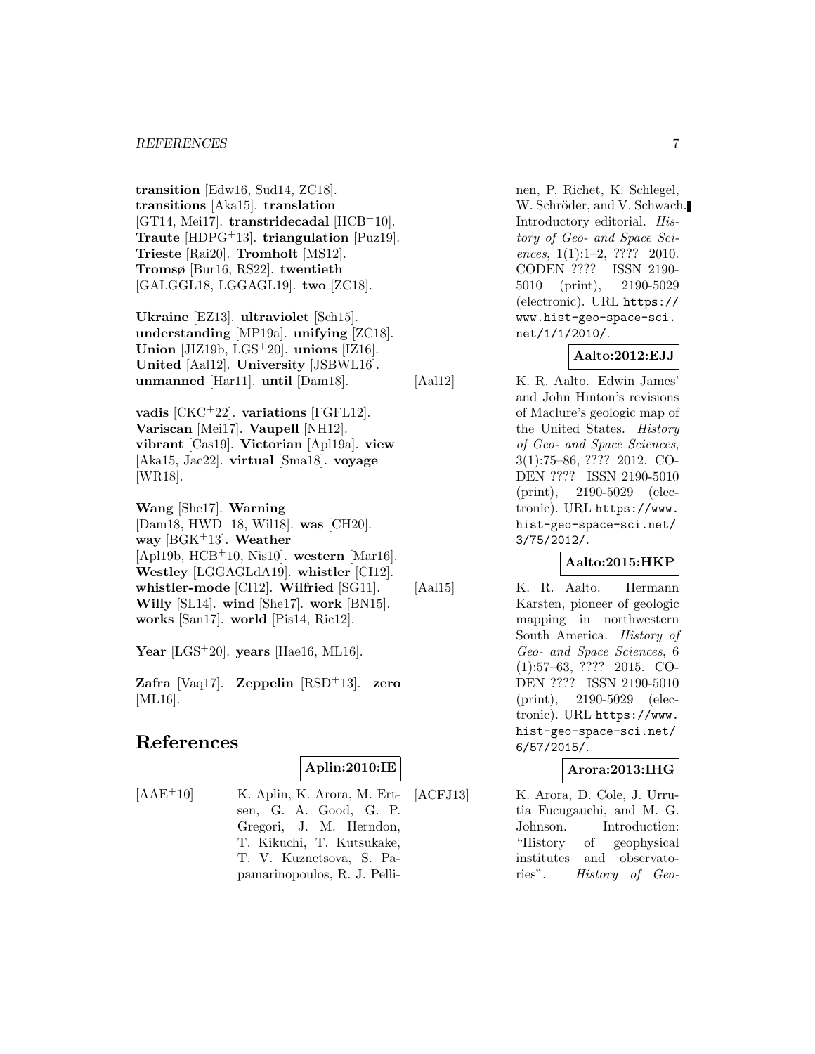**transition** [Edw16, Sud14, ZC18]. **transitions** [Aka15]. **translation** [GT14, Mei17]. **transtridecadal** [HCB+10]. **Traute** [HDPG+13]. **triangulation** [Puz19]. **Trieste** [Rai20]. **Tromholt** [MS12]. **Tromsø** [Bur16, RS22]. **twentieth** [GALGGL18, LGGAGL19]. **two** [ZC18].

**Ukraine** [EZ13]. **ultraviolet** [Sch15]. **understanding** [MP19a]. **unifying** [ZC18]. **Union** [JIZ19b, LGS+20]. **unions** [IZ16]. **United** [Aal12]. **University** [JSBWL16]. **unmanned** [Har11]. **until** [Dam18].

**vadis** [CKC+22]. **variations** [FGFL12]. **Variscan** [Mei17]. **Vaupell** [NH12]. **vibrant** [Cas19]. **Victorian** [Apl19a]. **view** [Aka15, Jac22]. **virtual** [Sma18]. **voyage** [WR18].

**Wang** [She17]. **Warning** [Dam18, HWD+18, Wil18]. **was** [CH20]. **way** [BGK+13]. **Weather** [Apl19b, HCB+10, Nis10]. **western** [Mar16]. **Westley** [LGGAGLdA19]. **whistler** [CI12]. **whistler-mode** [CI12]. **Wilfried** [SG11]. **Willy** [SL14]. **wind** [She17]. **work** [BN15]. **works** [San17]. **world** [Pis14, Ric12].

**Year** [LGS+20]. **years** [Hae16, ML16].

**Zafra** [Vaq17]. **Zeppelin** [RSD+13]. **zero** [ML16].

# References

**Aplin:2010:IE**

[AAE+10] K. Aplin, K. Arora, M. Ertsen, G. A. Good, G. P. Gregori, J. M. Herndon, T. Kikuchi, T. Kutsukake, T. V. Kuznetsova, S. Papamarinopoulos, R. J. Pellinen, P. Richet, K. Schlegel, W. Schröder, and V. Schwach. Introductory editorial. *History of Geo- and Space Sciences*, 1(1):1–2, ???? 2010. CODEN ???? ISSN 2190-5010 (print), 2190-5029 (electronic). URL https://www.hist-geo-space-sci.net/1/1/2010/.

**Aalto:2012:EJJ**

[Aal12] K. R. Aalto. Edwin James' and John Hinton's revisions of Maclure's geologic map of the United States. *History of Geo- and Space Sciences*, 3(1):75–86, ???? 2012. CODEN ???? ISSN 2190-5010 (print), 2190-5029 (electronic). URL https://www.hist-geo-space-sci.net/3/75/2012/.

**Aalto:2015:HKP**

[Aal15] K. R. Aalto. Hermann Karsten, pioneer of geologic mapping in northwestern South America. *History of Geo- and Space Sciences*, 6 (1):57–63, ???? 2015. CODEN ???? ISSN 2190-5010 (print), 2190-5029 (electronic). URL https://www.hist-geo-space-sci.net/6/57/2015/.

**Arora:2013:IHG**

[ACFJ13] K. Arora, D. Cole, J. Urrutia Fucugauchi, and M. G. Johnson. Introduction: "History of geophysical institutes and observatories". *History of Geo-*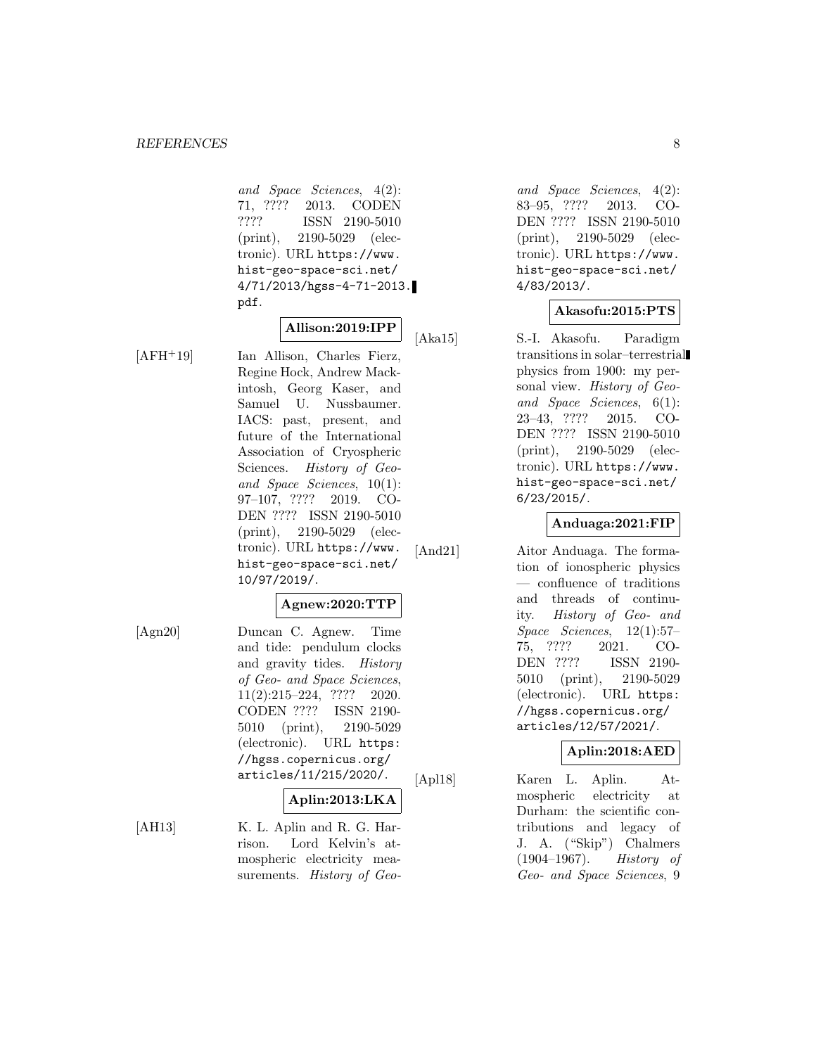and Space Sciences, 4(2): 71, ???? 2013. CODEN ???? ISSN 2190-5010 (print), 2190-5029 (electronic). URL https://www.hist-geo-space-sci.net/4/71/2013/hgss-4-71-2013.pdf.

**Allison:2019:IPP**

[AFH+19] Ian Allison, Charles Fierz, Regine Hock, Andrew Mackintosh, Georg Kaser, and Samuel U. Nussbaumer. IACS: past, present, and future of the International Association of Cryospheric Sciences. *History of Geo- and Space Sciences*, 10(1): 97–107, ???? 2019. CODEN ???? ISSN 2190-5010 (print), 2190-5029 (electronic). URL https://www.hist-geo-space-sci.net/10/97/2019/.

**Agnew:2020:TTP**

[Agn20] Duncan C. Agnew. Time and tide: pendulum clocks and gravity tides. *History of Geo- and Space Sciences*, 11(2):215–224, ???? 2020. CODEN ???? ISSN 2190-5010 (print), 2190-5029 (electronic). URL https://hgss.copernicus.org/articles/11/215/2020/.

**Aplin:2013:LKA**

[AH13] K. L. Aplin and R. G. Harrison. Lord Kelvin's atmospheric electricity measurements. *History of Geo- and Space Sciences*, 4(2): 83–95, ???? 2013. CODEN ???? ISSN 2190-5010 (print), 2190-5029 (electronic). URL https://www.hist-geo-space-sci.net/4/83/2013/.

**Akasofu:2015:PTS**

[Aka15] S.-I. Akasofu. Paradigm transitions in solar–terrestrial physics from 1900: my personal view. *History of Geo- and Space Sciences*, 6(1): 23–43, ???? 2015. CODEN ???? ISSN 2190-5010 (print), 2190-5029 (electronic). URL https://www.hist-geo-space-sci.net/6/23/2015/.

**Anduaga:2021:FIP**

[And21] Aitor Anduaga. The formation of ionospheric physics — confluence of traditions and threads of continuity. *History of Geo- and Space Sciences*, 12(1):57–75, ???? 2021. CODEN ???? ISSN 2190-5010 (print), 2190-5029 (electronic). URL https://hgss.copernicus.org/articles/12/57/2021/.

**Aplin:2018:AED**

[Apl18] Karen L. Aplin. Atmospheric electricity at Durham: the scientific contributions and legacy of J. A. ("Skip") Chalmers (1904–1967). *History of Geo- and Space Sciences*, 9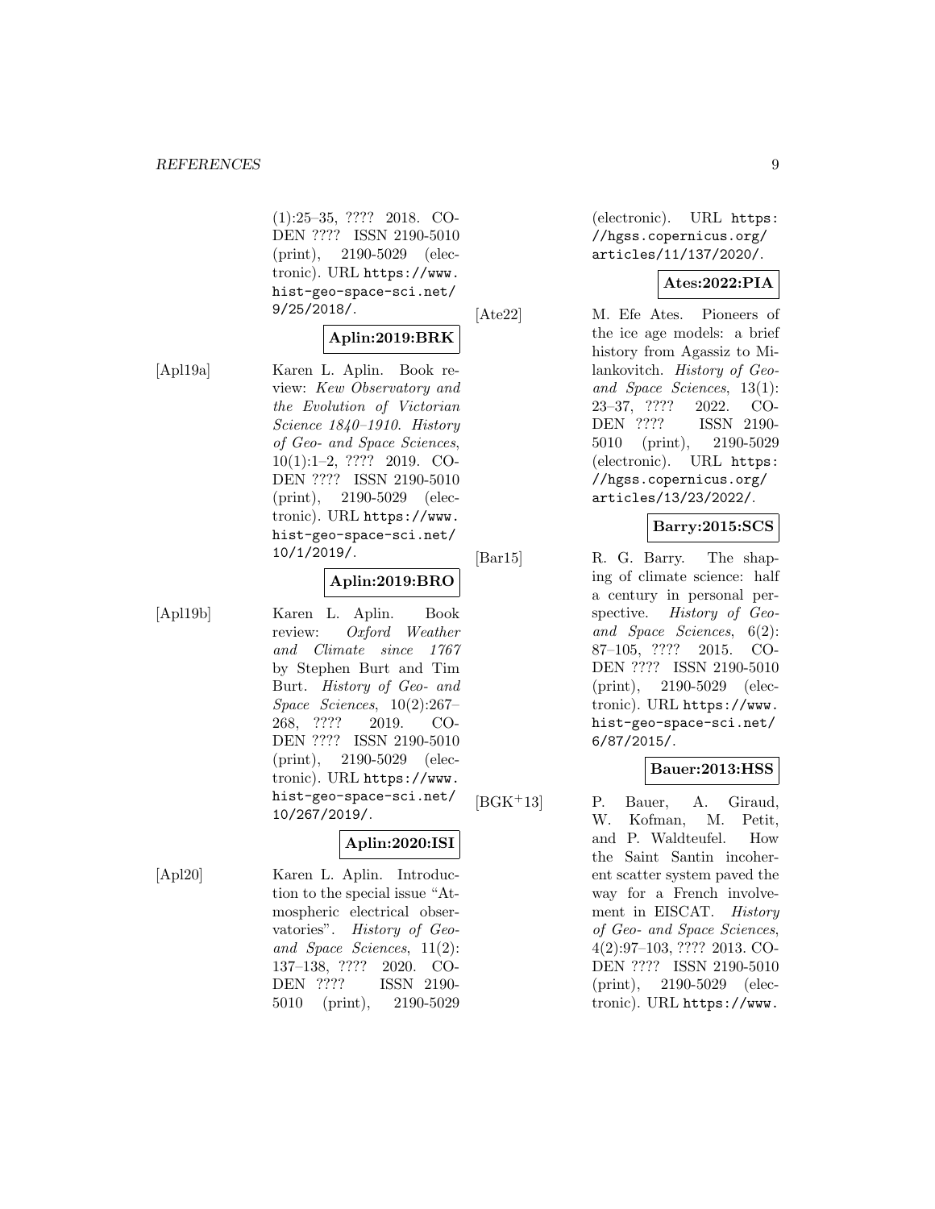(1):25–35, ???? 2018. CODEN ???? ISSN 2190-5010 (print), 2190-5029 (electronic). URL https://www.hist-geo-space-sci.net/9/25/2018/.

**Aplin:2019:BRK**

[Apl19a] Karen L. Aplin. Book review: *Kew Observatory and the Evolution of Victorian Science 1840–1910*. *History of Geo- and Space Sciences*, 10(1):1–2, ???? 2019. CODEN ???? ISSN 2190-5010 (print), 2190-5029 (electronic). URL https://www.hist-geo-space-sci.net/10/1/2019/.

**Aplin:2019:BRO**

[Apl19b] Karen L. Aplin. Book review: *Oxford Weather and Climate since 1767* by Stephen Burt and Tim Burt. *History of Geo- and Space Sciences*, 10(2):267–268, ???? 2019. CODEN ???? ISSN 2190-5010 (print), 2190-5029 (electronic). URL https://www.hist-geo-space-sci.net/10/267/2019/.

**Aplin:2020:ISI**

[Apl20] Karen L. Aplin. Introduction to the special issue "Atmospheric electrical observatories". *History of Geo- and Space Sciences*, 11(2):137–138, ???? 2020. CODEN ???? ISSN 2190-5010 (print), 2190-5029 (electronic). URL https://hgss.copernicus.org/articles/11/137/2020/.

**Ates:2022:PIA**

[Ate22] M. Efe Ates. Pioneers of the ice age models: a brief history from Agassiz to Milankovitch. *History of Geo- and Space Sciences*, 13(1):23–37, ???? 2022. CODEN ???? ISSN 2190-5010 (print), 2190-5029 (electronic). URL https://hgss.copernicus.org/articles/13/23/2022/.

**Barry:2015:SCS**

[Bar15] R. G. Barry. The shaping of climate science: half a century in personal perspective. *History of Geo- and Space Sciences*, 6(2):87–105, ???? 2015. CODEN ???? ISSN 2190-5010 (print), 2190-5029 (electronic). URL https://www.hist-geo-space-sci.net/6/87/2015/.

**Bauer:2013:HSS**

[BGK+13] P. Bauer, A. Giraud, W. Kofman, M. Petit, and P. Waldteufel. How the Saint Santin incoherent scatter system paved the way for a French involvement in EISCAT. *History of Geo- and Space Sciences*, 4(2):97–103, ???? 2013. CODEN ???? ISSN 2190-5010 (print), 2190-5029 (electronic). URL https://www.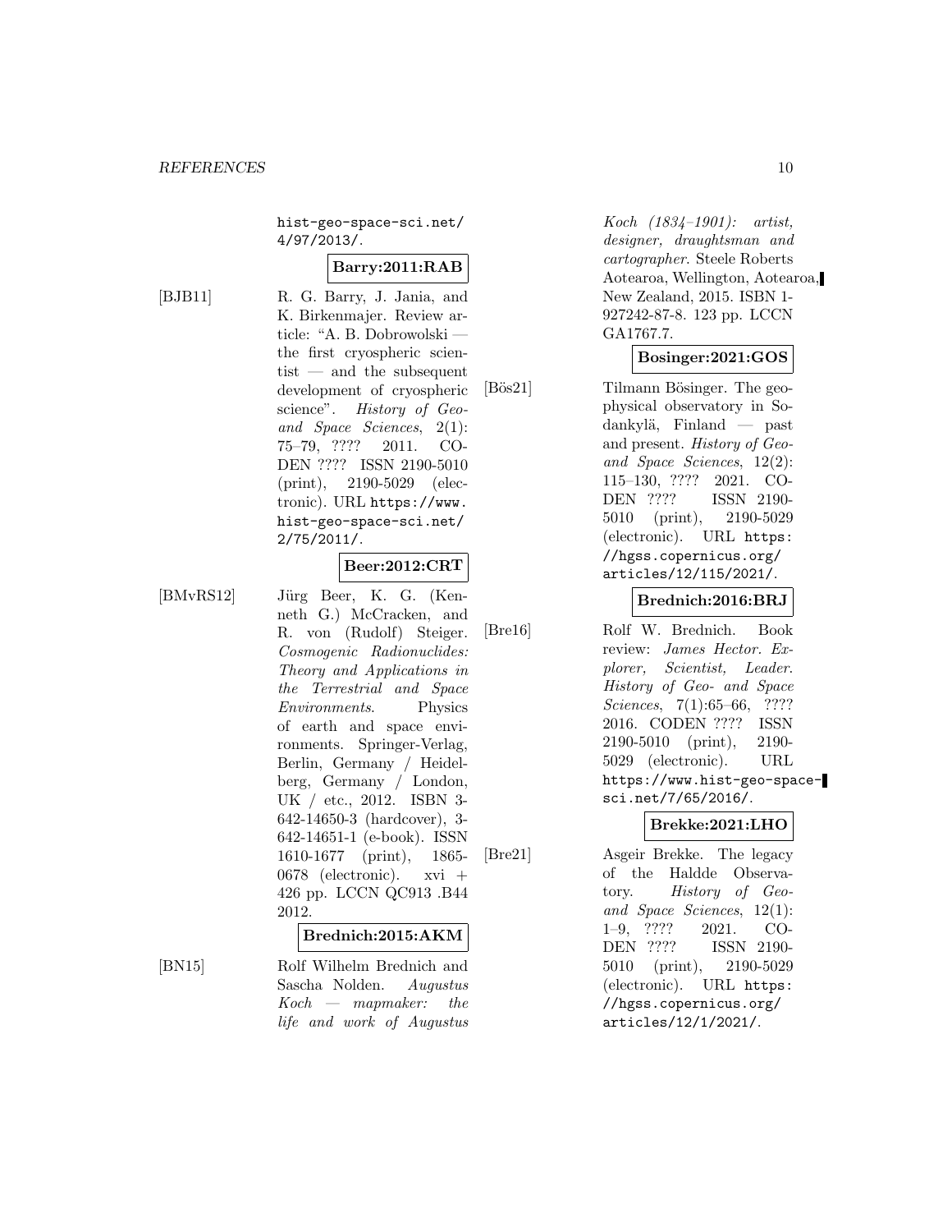hist-geo-space-sci.net/4/97/2013/.

**Barry:2011:RAB**

[BJB11] R. G. Barry, J. Jania, and K. Birkenmajer. Review article: "A. B. Dobrowolski — the first cryospheric scientist — and the subsequent development of cryospheric science". *History of Geo- and Space Sciences*, 2(1): 75–79, ???? 2011. CODEN ???? ISSN 2190-5010 (print), 2190-5029 (electronic). URL https://www.hist-geo-space-sci.net/2/75/2011/.

**Beer:2012:CRT**

[BMvRS12] Jürg Beer, K. G. (Kenneth G.) McCracken, and R. von (Rudolf) Steiger. *Cosmogenic Radionuclides: Theory and Applications in the Terrestrial and Space Environments*. Physics of earth and space environments. Springer-Verlag, Berlin, Germany / Heidelberg, Germany / London, UK / etc., 2012. ISBN 3-642-14650-3 (hardcover), 3-642-14651-1 (e-book). ISSN 1610-1677 (print), 1865-0678 (electronic). xvi + 426 pp. LCCN QC913 .B44 2012.

**Brednich:2015:AKM**

[BN15] Rolf Wilhelm Brednich and Sascha Nolden. *Augustus Koch — mapmaker: the life and work of Augustus Koch (1834–1901): artist, designer, draughtsman and cartographer*. Steele Roberts Aotearoa, Wellington, Aotearoa, New Zealand, 2015. ISBN 1-927242-87-8. 123 pp. LCCN GA1767.7.

**Bosinger:2021:GOS**

[Bös21] Tilmann Bösinger. The geophysical observatory in Sodankylä, Finland — past and present. *History of Geo- and Space Sciences*, 12(2): 115–130, ???? 2021. CODEN ???? ISSN 2190-5010 (print), 2190-5029 (electronic). URL https://hgss.copernicus.org/articles/12/115/2021/.

**Brednich:2016:BRJ**

[Bre16] Rolf W. Brednich. Book review: *James Hector. Explorer, Scientist, Leader*. *History of Geo- and Space Sciences*, 7(1):65–66, ???? 2016. CODEN ???? ISSN 2190-5010 (print), 2190-5029 (electronic). URL https://www.hist-geo-space-sci.net/7/65/2016/.

**Brekke:2021:LHO**

[Bre21] Asgeir Brekke. The legacy of the Haldde Observatory. *History of Geo- and Space Sciences*, 12(1): 1–9, ???? 2021. CODEN ???? ISSN 2190-5010 (print), 2190-5029 (electronic). URL https://hgss.copernicus.org/articles/12/1/2021/.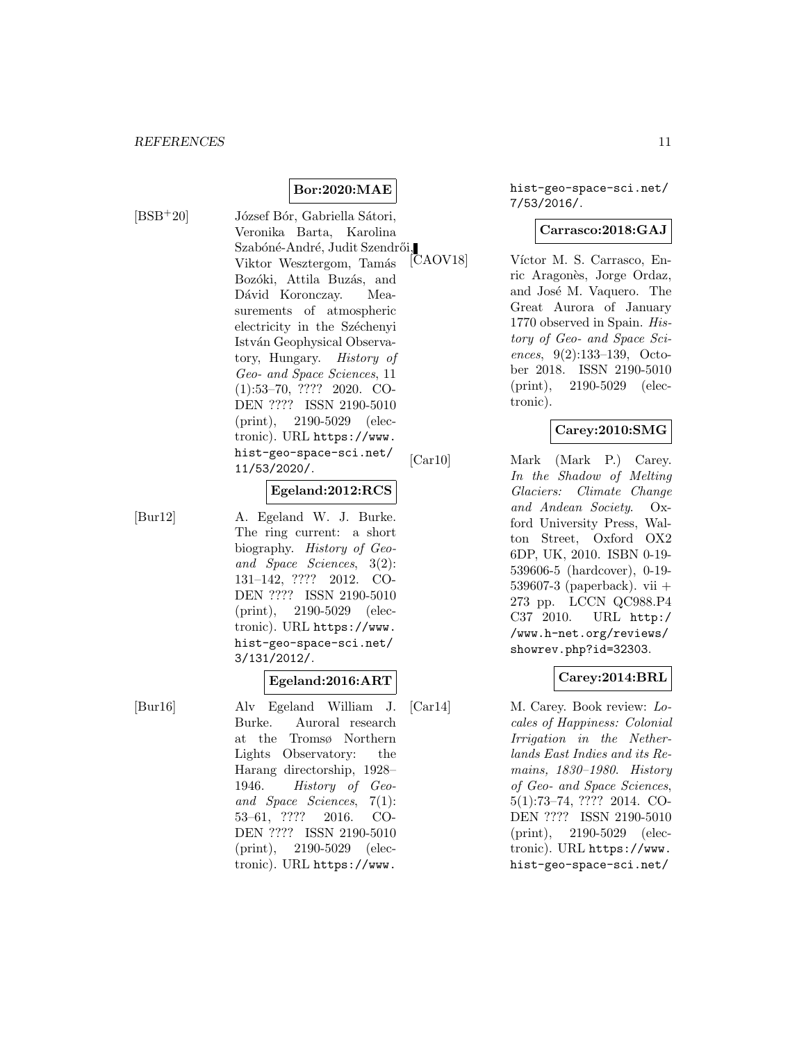**Bor:2020:MAE**

[BSB+20] József Bór, Gabriella Sátori, Veronika Barta, Karolina Szabóné-André, Judit Szendrői, Viktor Wesztergom, Tamás Bozóki, Attila Buzás, and Dávid Koronczay. Measurements of atmospheric electricity in the Széchenyi István Geophysical Observatory, Hungary. *History of Geo- and Space Sciences*, 11 (1):53–70, ???? 2020. CODEN ???? ISSN 2190-5010 (print), 2190-5029 (electronic). URL `https://www.hist-geo-space-sci.net/11/53/2020/`.

**Egeland:2012:RCS**

[Bur12] A. Egeland W. J. Burke. The ring current: a short biography. *History of Geo- and Space Sciences*, 3(2): 131–142, ???? 2012. CODEN ???? ISSN 2190-5010 (print), 2190-5029 (electronic). URL `https://www.hist-geo-space-sci.net/3/131/2012/`.

**Egeland:2016:ART**

[Bur16] Alv Egeland William J. Burke. Auroral research at the Tromsø Northern Lights Observatory: the Harang directorship, 1928–1946. *History of Geo- and Space Sciences*, 7(1): 53–61, ???? 2016. CODEN ???? ISSN 2190-5010 (print), 2190-5029 (electronic). URL `https://www.hist-geo-space-sci.net/7/53/2016/`.

**Carrasco:2018:GAJ**

[CAOV18] Víctor M. S. Carrasco, Enric Aragonès, Jorge Ordaz, and José M. Vaquero. The Great Aurora of January 1770 observed in Spain. *History of Geo- and Space Sciences*, 9(2):133–139, October 2018. ISSN 2190-5010 (print), 2190-5029 (electronic).

**Carey:2010:SMG**

[Car10] Mark (Mark P.) Carey. *In the Shadow of Melting Glaciers: Climate Change and Andean Society*. Oxford University Press, Walton Street, Oxford OX2 6DP, UK, 2010. ISBN 0-19-539606-5 (hardcover), 0-19-539607-3 (paperback). vii + 273 pp. LCCN QC988.P4 C37 2010. URL `http://www.h-net.org/reviews/showrev.php?id=32303`.

**Carey:2014:BRL**

[Car14] M. Carey. Book review: *Locales of Happiness: Colonial Irrigation in the Netherlands East Indies and its Remains, 1830–1980*. *History of Geo- and Space Sciences*, 5(1):73–74, ???? 2014. CODEN ???? ISSN 2190-5010 (print), 2190-5029 (electronic). URL `https://www.hist-geo-space-sci.net/`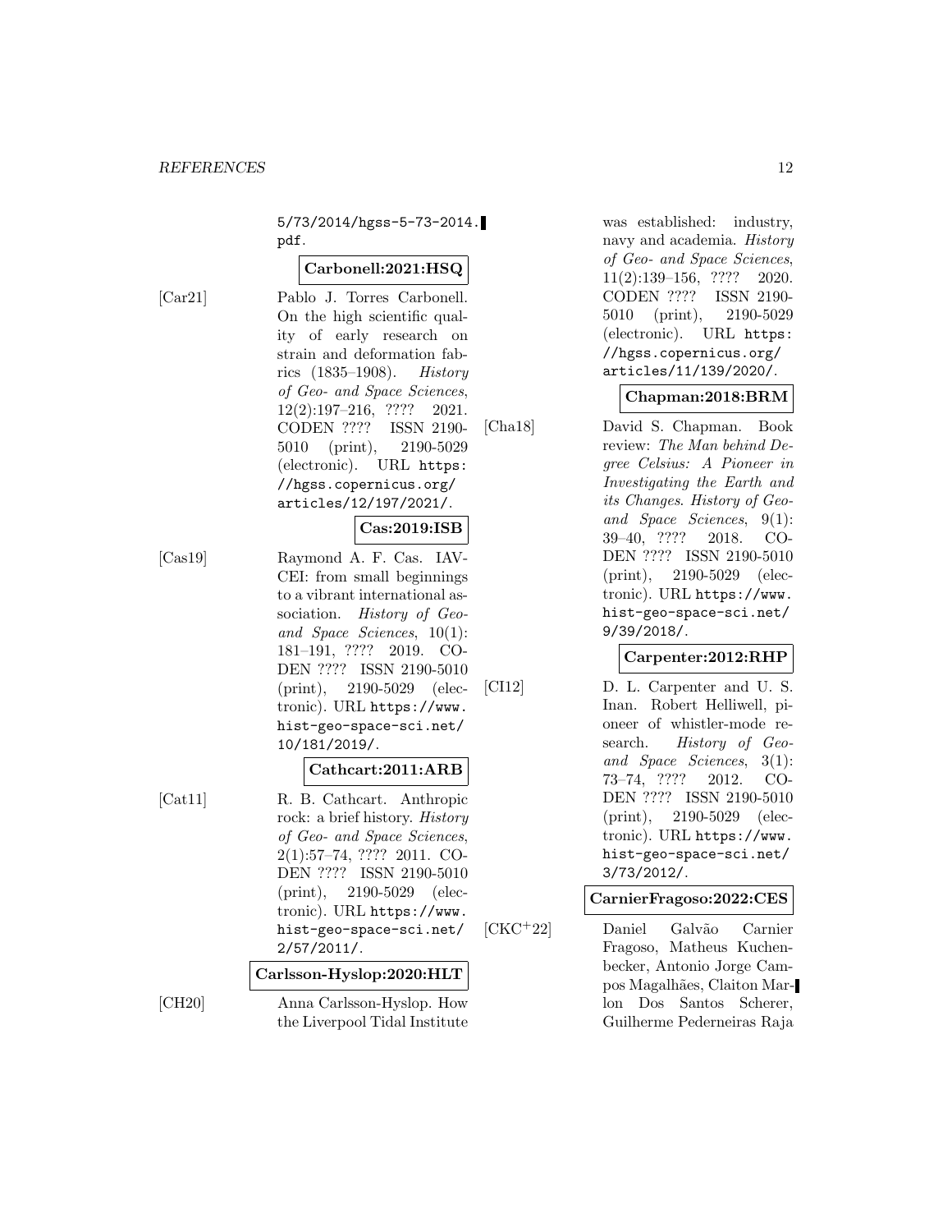5/73/2014/hgss-5-73-2014.pdf.

**Carbonell:2021:HSQ**

[Car21] Pablo J. Torres Carbonell. On the high scientific quality of early research on strain and deformation fabrics (1835–1908). *History of Geo- and Space Sciences*, 12(2):197–216, ???? 2021. CODEN ???? ISSN 2190-5010 (print), 2190-5029 (electronic). URL https://hgss.copernicus.org/articles/12/197/2021/.

**Cas:2019:ISB**

[Cas19] Raymond A. F. Cas. IAVCEI: from small beginnings to a vibrant international association. *History of Geo- and Space Sciences*, 10(1): 181–191, ???? 2019. CODEN ???? ISSN 2190-5010 (print), 2190-5029 (electronic). URL https://www.hist-geo-space-sci.net/10/181/2019/.

**Cathcart:2011:ARB**

[Cat11] R. B. Cathcart. Anthropic rock: a brief history. *History of Geo- and Space Sciences*, 2(1):57–74, ???? 2011. CODEN ???? ISSN 2190-5010 (print), 2190-5029 (electronic). URL https://www.hist-geo-space-sci.net/2/57/2011/.

**Carlsson-Hyslop:2020:HLT**

[CH20] Anna Carlsson-Hyslop. How the Liverpool Tidal Institute was established: industry, navy and academia. *History of Geo- and Space Sciences*, 11(2):139–156, ???? 2020. CODEN ???? ISSN 2190-5010 (print), 2190-5029 (electronic). URL https://hgss.copernicus.org/articles/11/139/2020/.

**Chapman:2018:BRM**

[Cha18] David S. Chapman. Book review: *The Man behind Degree Celsius: A Pioneer in Investigating the Earth and its Changes*. *History of Geo- and Space Sciences*, 9(1): 39–40, ???? 2018. CODEN ???? ISSN 2190-5010 (print), 2190-5029 (electronic). URL https://www.hist-geo-space-sci.net/9/39/2018/.

**Carpenter:2012:RHP**

[CI12] D. L. Carpenter and U. S. Inan. Robert Helliwell, pioneer of whistler-mode research. *History of Geo- and Space Sciences*, 3(1): 73–74, ???? 2012. CODEN ???? ISSN 2190-5010 (print), 2190-5029 (electronic). URL https://www.hist-geo-space-sci.net/3/73/2012/.

**CarnierFragoso:2022:CES**

[CKC+22] Daniel Galvão Carnier Fragoso, Matheus Kuchenbecker, Antonio Jorge Campos Magalhães, Claiton Marlon Dos Santos Scherer, Guilherme Pederneiras Raja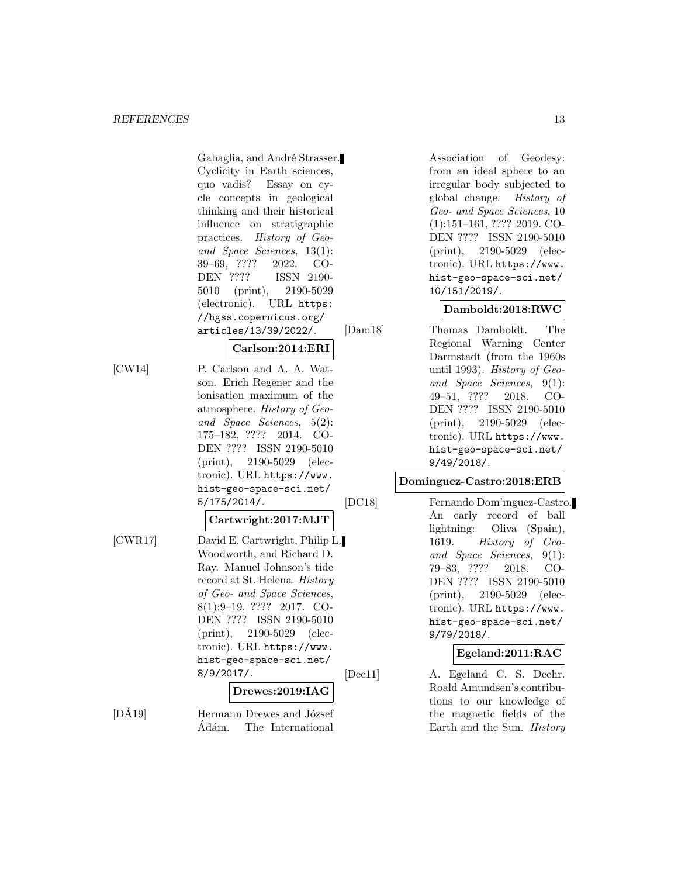Gabaglia, and André Strasser. Cyclicity in Earth sciences, quo vadis? Essay on cycle concepts in geological thinking and their historical influence on stratigraphic practices. *History of Geo- and Space Sciences*, 13(1): 39–69, ???? 2022. CODEN ???? ISSN 2190-5010 (print), 2190-5029 (electronic). URL https://hgss.copernicus.org/articles/13/39/2022/.

**Carlson:2014:ERI**

[CW14] P. Carlson and A. A. Watson. Erich Regener and the ionisation maximum of the atmosphere. *History of Geo- and Space Sciences*, 5(2): 175–182, ???? 2014. CODEN ???? ISSN 2190-5010 (print), 2190-5029 (electronic). URL https://www.hist-geo-space-sci.net/5/175/2014/.

**Cartwright:2017:MJT**

[CWR17] David E. Cartwright, Philip L. Woodworth, and Richard D. Ray. Manuel Johnson's tide record at St. Helena. *History of Geo- and Space Sciences*, 8(1):9–19, ???? 2017. CODEN ???? ISSN 2190-5010 (print), 2190-5029 (electronic). URL https://www.hist-geo-space-sci.net/8/9/2017/.

**Drewes:2019:IAG**

[DÁ19] Hermann Drewes and József Ádám. The International Association of Geodesy: from an ideal sphere to an irregular body subjected to global change. *History of Geo- and Space Sciences*, 10 (1):151–161, ???? 2019. CODEN ???? ISSN 2190-5010 (print), 2190-5029 (electronic). URL https://www.hist-geo-space-sci.net/10/151/2019/.

**Damboldt:2018:RWC**

[Dam18] Thomas Damboldt. The Regional Warning Center Darmstadt (from the 1960s until 1993). *History of Geo- and Space Sciences*, 9(1): 49–51, ???? 2018. CODEN ???? ISSN 2190-5010 (print), 2190-5029 (electronic). URL https://www.hist-geo-space-sci.net/9/49/2018/.

**Dominguez-Castro:2018:ERB**

[DC18] Fernando Domınguez-Castro. An early record of ball lightning: Oliva (Spain), 1619. *History of Geo- and Space Sciences*, 9(1): 79–83, ???? 2018. CODEN ???? ISSN 2190-5010 (print), 2190-5029 (electronic). URL https://www.hist-geo-space-sci.net/9/79/2018/.

**Egeland:2011:RAC**

[Dee11] A. Egeland C. S. Deehr. Roald Amundsen's contributions to our knowledge of the magnetic fields of the Earth and the Sun. *History*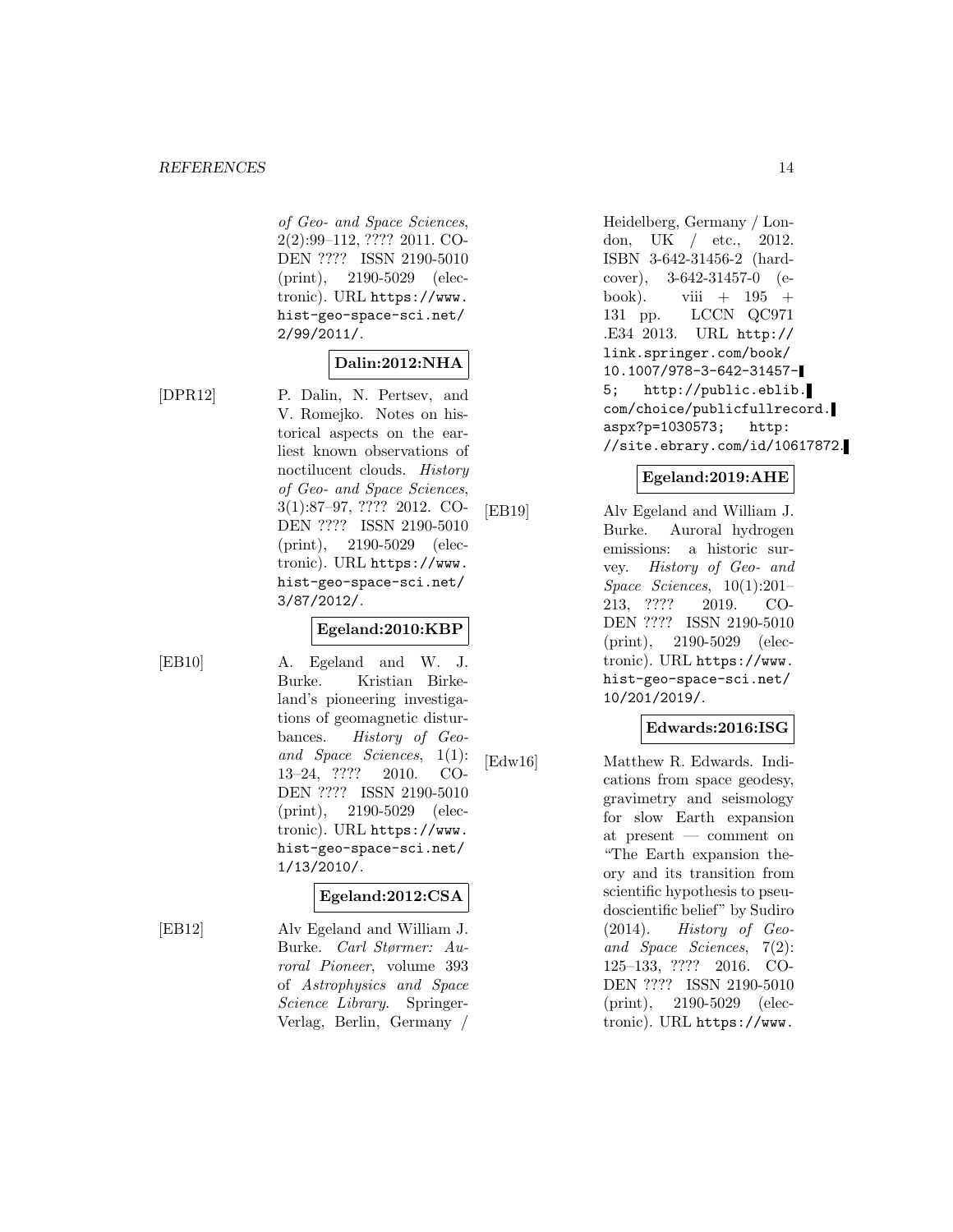of *Geo- and Space Sciences*, 2(2):99–112, ???? 2011. CODEN ???? ISSN 2190-5010 (print), 2190-5029 (electronic). URL https://www.hist-geo-space-sci.net/2/99/2011/.

**Dalin:2012:NHA**

[DPR12] P. Dalin, N. Pertsev, and V. Romejko. Notes on historical aspects on the earliest known observations of noctilucent clouds. *History of Geo- and Space Sciences*, 3(1):87–97, ???? 2012. CODEN ???? ISSN 2190-5010 (print), 2190-5029 (electronic). URL https://www.hist-geo-space-sci.net/3/87/2012/.

**Egeland:2010:KBP**

[EB10] A. Egeland and W. J. Burke. Kristian Birkeland's pioneering investigations of geomagnetic disturbances. *History of Geo- and Space Sciences*, 1(1): 13–24, ???? 2010. CODEN ???? ISSN 2190-5010 (print), 2190-5029 (electronic). URL https://www.hist-geo-space-sci.net/1/13/2010/.

**Egeland:2012:CSA**

[EB12] Alv Egeland and William J. Burke. *Carl Størmer: Auroral Pioneer*, volume 393 of *Astrophysics and Space Science Library*. Springer-Verlag, Berlin, Germany / Heidelberg, Germany / London, UK / etc., 2012. ISBN 3-642-31456-2 (hardcover), 3-642-31457-0 (e-book). viii + 195 + 131 pp. LCCN QC971 .E34 2013. URL http://link.springer.com/book/10.1007/978-3-642-31457-5; http://public.eblib.com/choice/publicfullrecord.aspx?p=1030573; http://site.ebrary.com/id/10617872.

**Egeland:2019:AHE**

[EB19] Alv Egeland and William J. Burke. Auroral hydrogen emissions: a historic survey. *History of Geo- and Space Sciences*, 10(1):201–213, ???? 2019. CODEN ???? ISSN 2190-5010 (print), 2190-5029 (electronic). URL https://www.hist-geo-space-sci.net/10/201/2019/.

**Edwards:2016:ISG**

[Edw16] Matthew R. Edwards. Indications from space geodesy, gravimetry and seismology for slow Earth expansion at present — comment on "The Earth expansion theory and its transition from scientific hypothesis to pseudoscientific belief" by Sudiro (2014). *History of Geo- and Space Sciences*, 7(2): 125–133, ???? 2016. CODEN ???? ISSN 2190-5010 (print), 2190-5029 (electronic). URL https://www.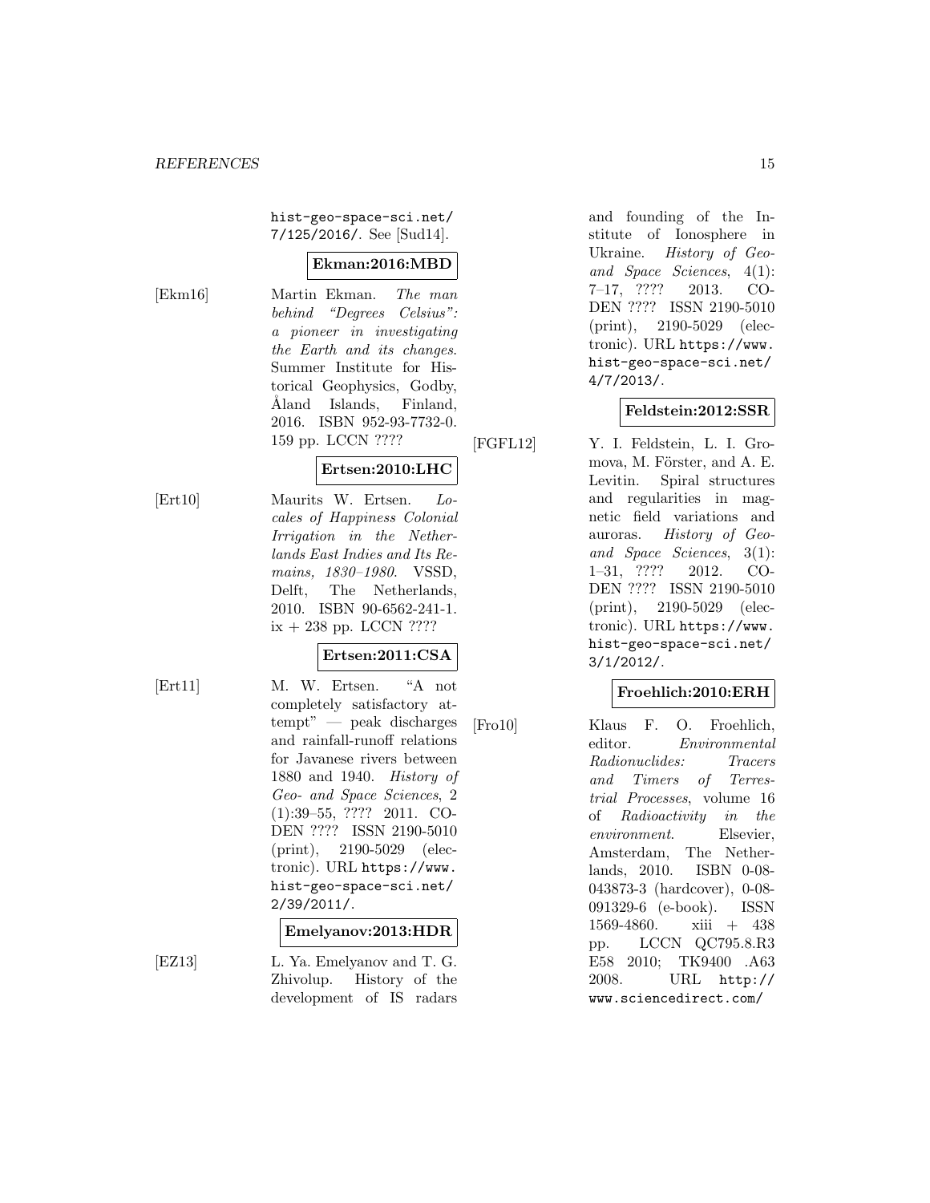hist-geo-space-sci.net/7/125/2016/. See [Sud14].

**Ekman:2016:MBD**

[Ekm16] Martin Ekman. *The man behind "Degrees Celsius": a pioneer in investigating the Earth and its changes*. Summer Institute for Historical Geophysics, Godby, Åland Islands, Finland, 2016. ISBN 952-93-7732-0. 159 pp. LCCN ????

**Ertsen:2010:LHC**

[Ert10] Maurits W. Ertsen. *Locales of Happiness Colonial Irrigation in the Netherlands East Indies and Its Remains, 1830–1980*. VSSD, Delft, The Netherlands, 2010. ISBN 90-6562-241-1. ix + 238 pp. LCCN ????

**Ertsen:2011:CSA**

[Ert11] M. W. Ertsen. "A not completely satisfactory attempt" — peak discharges and rainfall-runoff relations for Javanese rivers between 1880 and 1940. *History of Geo- and Space Sciences*, 2 (1):39–55, ???? 2011. CODEN ???? ISSN 2190-5010 (print), 2190-5029 (electronic). URL https://www.hist-geo-space-sci.net/2/39/2011/.

**Emelyanov:2013:HDR**

[EZ13] L. Ya. Emelyanov and T. G. Zhivolup. History of the development of IS radars and founding of the Institute of Ionosphere in Ukraine. *History of Geo- and Space Sciences*, 4(1): 7–17, ???? 2013. CODEN ???? ISSN 2190-5010 (print), 2190-5029 (electronic). URL https://www.hist-geo-space-sci.net/4/7/2013/.

**Feldstein:2012:SSR**

[FGFL12] Y. I. Feldstein, L. I. Gromova, M. Förster, and A. E. Levitin. Spiral structures and regularities in magnetic field variations and auroras. *History of Geo- and Space Sciences*, 3(1): 1–31, ???? 2012. CODEN ???? ISSN 2190-5010 (print), 2190-5029 (electronic). URL https://www.hist-geo-space-sci.net/3/1/2012/.

**Froehlich:2010:ERH**

[Fro10] Klaus F. O. Froehlich, editor. *Environmental Radionuclides: Tracers and Timers of Terrestrial Processes*, volume 16 of *Radioactivity in the environment*. Elsevier, Amsterdam, The Netherlands, 2010. ISBN 0-08-043873-3 (hardcover), 0-08-091329-6 (e-book). ISSN 1569-4860. xiii + 438 pp. LCCN QC795.8.R3 E58 2010; TK9400 .A63 2008. URL http://www.sciencedirect.com/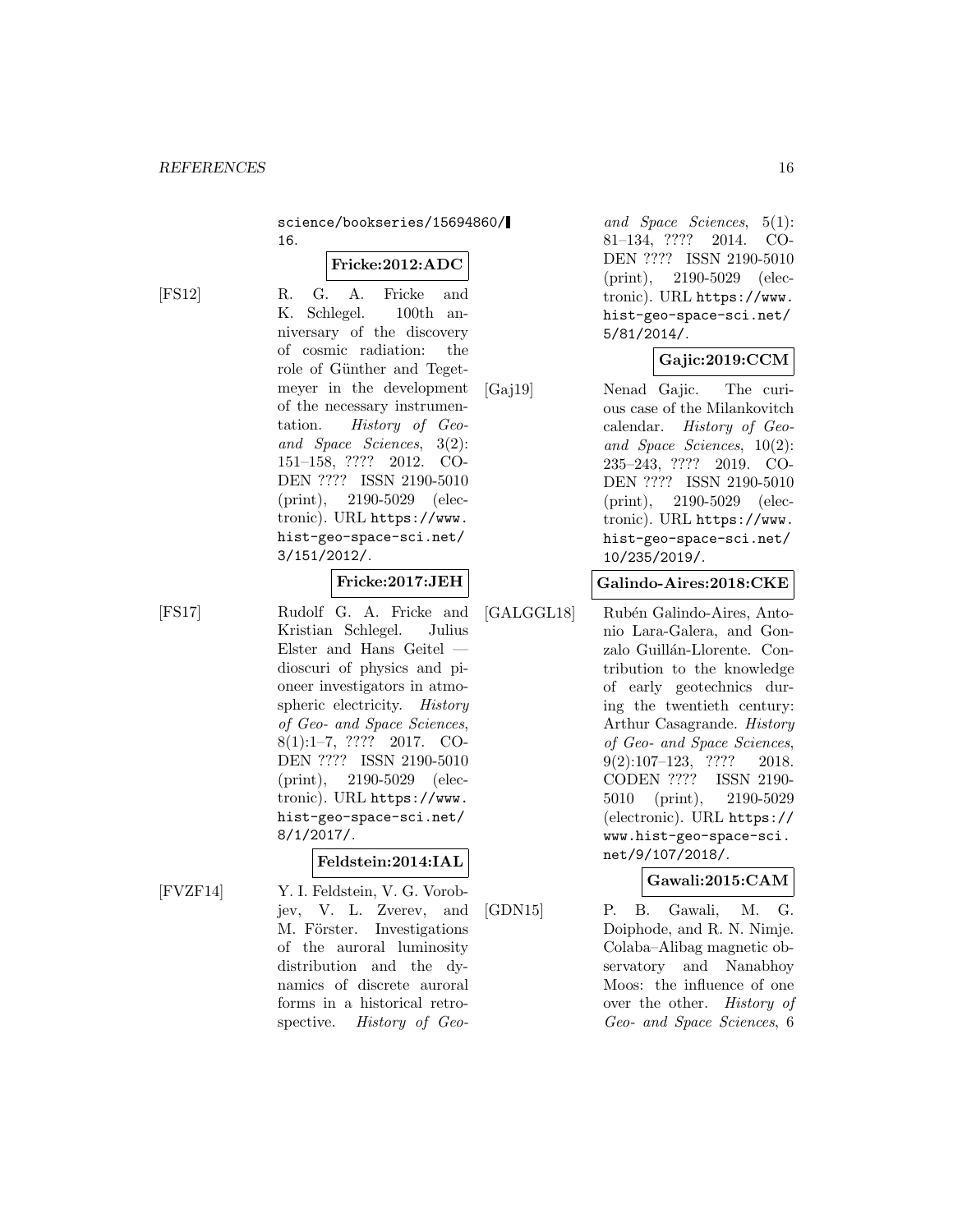science/bookseries/15694860/16.

**Fricke:2012:ADC**

[FS12] R. G. A. Fricke and K. Schlegel. 100th anniversary of the discovery of cosmic radiation: the role of Günther and Tegetmeyer in the development of the necessary instrumentation. *History of Geo- and Space Sciences*, 3(2): 151–158, ???? 2012. CODEN ???? ISSN 2190-5010 (print), 2190-5029 (electronic). URL https://www.hist-geo-space-sci.net/3/151/2012/.

**Fricke:2017:JEH**

[FS17] Rudolf G. A. Fricke and Kristian Schlegel. Julius Elster and Hans Geitel — dioscuri of physics and pioneer investigators in atmospheric electricity. *History of Geo- and Space Sciences*, 8(1):1–7, ???? 2017. CODEN ???? ISSN 2190-5010 (print), 2190-5029 (electronic). URL https://www.hist-geo-space-sci.net/8/1/2017/.

**Feldstein:2014:IAL**

[FVZF14] Y. I. Feldstein, V. G. Vorobjev, V. L. Zverev, and M. Förster. Investigations of the auroral luminosity distribution and the dynamics of discrete auroral forms in a historical retrospective. *History of Geo- and Space Sciences*, 5(1): 81–134, ???? 2014. CODEN ???? ISSN 2190-5010 (print), 2190-5029 (electronic). URL https://www.hist-geo-space-sci.net/5/81/2014/.

**Gajic:2019:CCM**

[Gaj19] Nenad Gajic. The curious case of the Milankovitch calendar. *History of Geo- and Space Sciences*, 10(2): 235–243, ???? 2019. CODEN ???? ISSN 2190-5010 (print), 2190-5029 (electronic). URL https://www.hist-geo-space-sci.net/10/235/2019/.

**Galindo-Aires:2018:CKE**

[GALGGL18] Rubén Galindo-Aires, Antonio Lara-Galera, and Gonzalo Guillán-Llorente. Contribution to the knowledge of early geotechnics during the twentieth century: Arthur Casagrande. *History of Geo- and Space Sciences*, 9(2):107–123, ???? 2018. CODEN ???? ISSN 2190-5010 (print), 2190-5029 (electronic). URL https://www.hist-geo-space-sci.net/9/107/2018/.

**Gawali:2015:CAM**

[GDN15] P. B. Gawali, M. G. Doiphode, and R. N. Nimje. Colaba–Alibag magnetic observatory and Nanabhoy Moos: the influence of one over the other. *History of Geo- and Space Sciences*, 6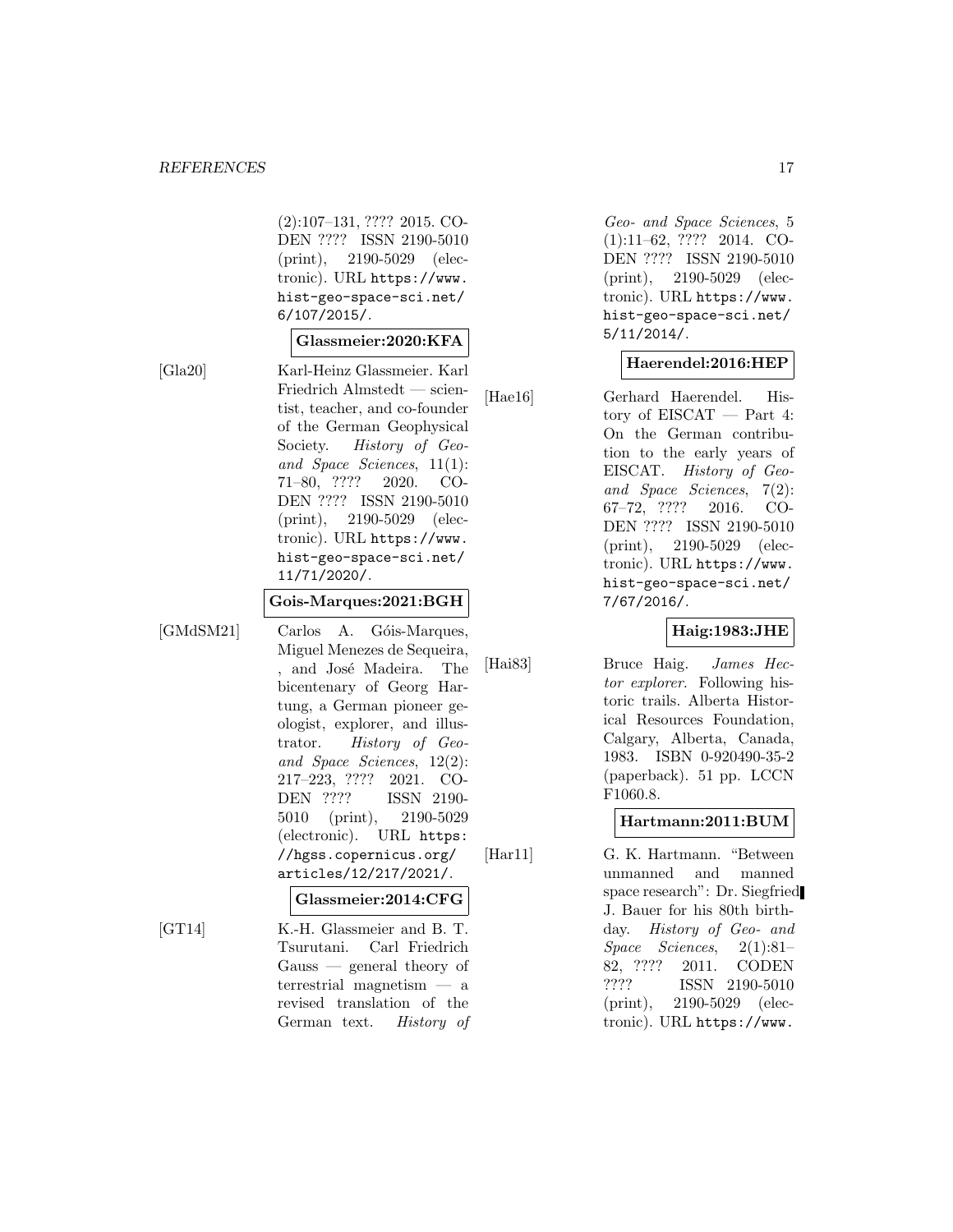(2):107–131, ???? 2015. CODEN ???? ISSN 2190-5010 (print), 2190-5029 (electronic). URL https://www.hist-geo-space-sci.net/6/107/2015/.

**Glassmeier:2020:KFA**

[Gla20] Karl-Heinz Glassmeier. Karl Friedrich Almstedt — scientist, teacher, and co-founder of the German Geophysical Society. *History of Geo- and Space Sciences*, 11(1): 71–80, ???? 2020. CODEN ???? ISSN 2190-5010 (print), 2190-5029 (electronic). URL https://www.hist-geo-space-sci.net/11/71/2020/.

**Gois-Marques:2021:BGH**

[GMdSM21] Carlos A. Góis-Marques, Miguel Menezes de Sequeira, , and José Madeira. The bicentenary of Georg Hartung, a German pioneer geologist, explorer, and illustrator. *History of Geo- and Space Sciences*, 12(2): 217–223, ???? 2021. CODEN ???? ISSN 2190-5010 (print), 2190-5029 (electronic). URL https://hgss.copernicus.org/articles/12/217/2021/.

**Glassmeier:2014:CFG**

[GT14] K.-H. Glassmeier and B. T. Tsurutani. Carl Friedrich Gauss — general theory of terrestrial magnetism — a revised translation of the German text. *History of Geo- and Space Sciences*, 5 (1):11–62, ???? 2014. CODEN ???? ISSN 2190-5010 (print), 2190-5029 (electronic). URL https://www.hist-geo-space-sci.net/5/11/2014/.

**Haerendel:2016:HEP**

[Hae16] Gerhard Haerendel. History of EISCAT — Part 4: On the German contribution to the early years of EISCAT. *History of Geo- and Space Sciences*, 7(2): 67–72, ???? 2016. CODEN ???? ISSN 2190-5010 (print), 2190-5029 (electronic). URL https://www.hist-geo-space-sci.net/7/67/2016/.

**Haig:1983:JHE**

[Hai83] Bruce Haig. *James Hector explorer*. Following historic trails. Alberta Historical Resources Foundation, Calgary, Alberta, Canada, 1983. ISBN 0-920490-35-2 (paperback). 51 pp. LCCN F1060.8.

**Hartmann:2011:BUM**

[Har11] G. K. Hartmann. "Between unmanned and manned space research": Dr. Siegfried J. Bauer for his 80th birthday. *History of Geo- and Space Sciences*, 2(1):81–82, ???? 2011. CODEN ???? ISSN 2190-5010 (print), 2190-5029 (electronic). URL https://www.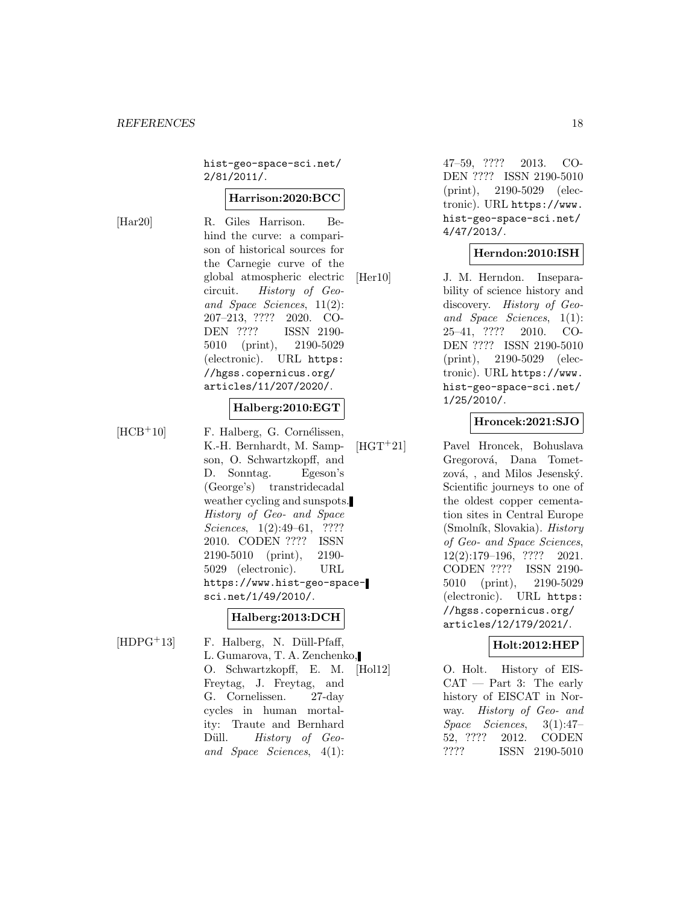hist-geo-space-sci.net/2/81/2011/.

**Harrison:2020:BCC**

[Har20] R. Giles Harrison. Behind the curve: a comparison of historical sources for the Carnegie curve of the global atmospheric electric circuit. *History of Geo- and Space Sciences*, 11(2): 207–213, ???? 2020. CODEN ???? ISSN 2190-5010 (print), 2190-5029 (electronic). URL https://hgss.copernicus.org/articles/11/207/2020/.

**Halberg:2010:EGT**

[HCB+10] F. Halberg, G. Cornélissen, K.-H. Bernhardt, M. Sampson, O. Schwartzkopff, and D. Sonntag. Egeson's (George's) transtridecadal weather cycling and sunspots. *History of Geo- and Space Sciences*, 1(2):49–61, ???? 2010. CODEN ???? ISSN 2190-5010 (print), 2190-5029 (electronic). URL https://www.hist-geo-space-sci.net/1/49/2010/.

**Halberg:2013:DCH**

[HDPG+13] F. Halberg, N. Düll-Pfaff, L. Gumarova, T. A. Zenchenko, O. Schwartzkopff, E. M. Freytag, J. Freytag, and G. Cornelissen. 27-day cycles in human mortality: Traute and Bernhard Düll. *History of Geo- and Space Sciences*, 4(1): 47–59, ???? 2013. CODEN ???? ISSN 2190-5010 (print), 2190-5029 (electronic). URL https://www.hist-geo-space-sci.net/4/47/2013/.

**Herndon:2010:ISH**

[Her10] J. M. Herndon. Inseparability of science history and discovery. *History of Geo- and Space Sciences*, 1(1): 25–41, ???? 2010. CODEN ???? ISSN 2190-5010 (print), 2190-5029 (electronic). URL https://www.hist-geo-space-sci.net/1/25/2010/.

**Hroncek:2021:SJO**

[HGT+21] Pavel Hroncek, Bohuslava Gregorová, Dana Tometzová, , and Milos Jesenský. Scientific journeys to one of the oldest copper cementation sites in Central Europe (Smolník, Slovakia). *History of Geo- and Space Sciences*, 12(2):179–196, ???? 2021. CODEN ???? ISSN 2190-5010 (print), 2190-5029 (electronic). URL https://hgss.copernicus.org/articles/12/179/2021/.

**Holt:2012:HEP**

[Hol12] O. Holt. History of EISCAT — Part 3: The early history of EISCAT in Norway. *History of Geo- and Space Sciences*, 3(1):47–52, ???? 2012. CODEN ???? ISSN 2190-5010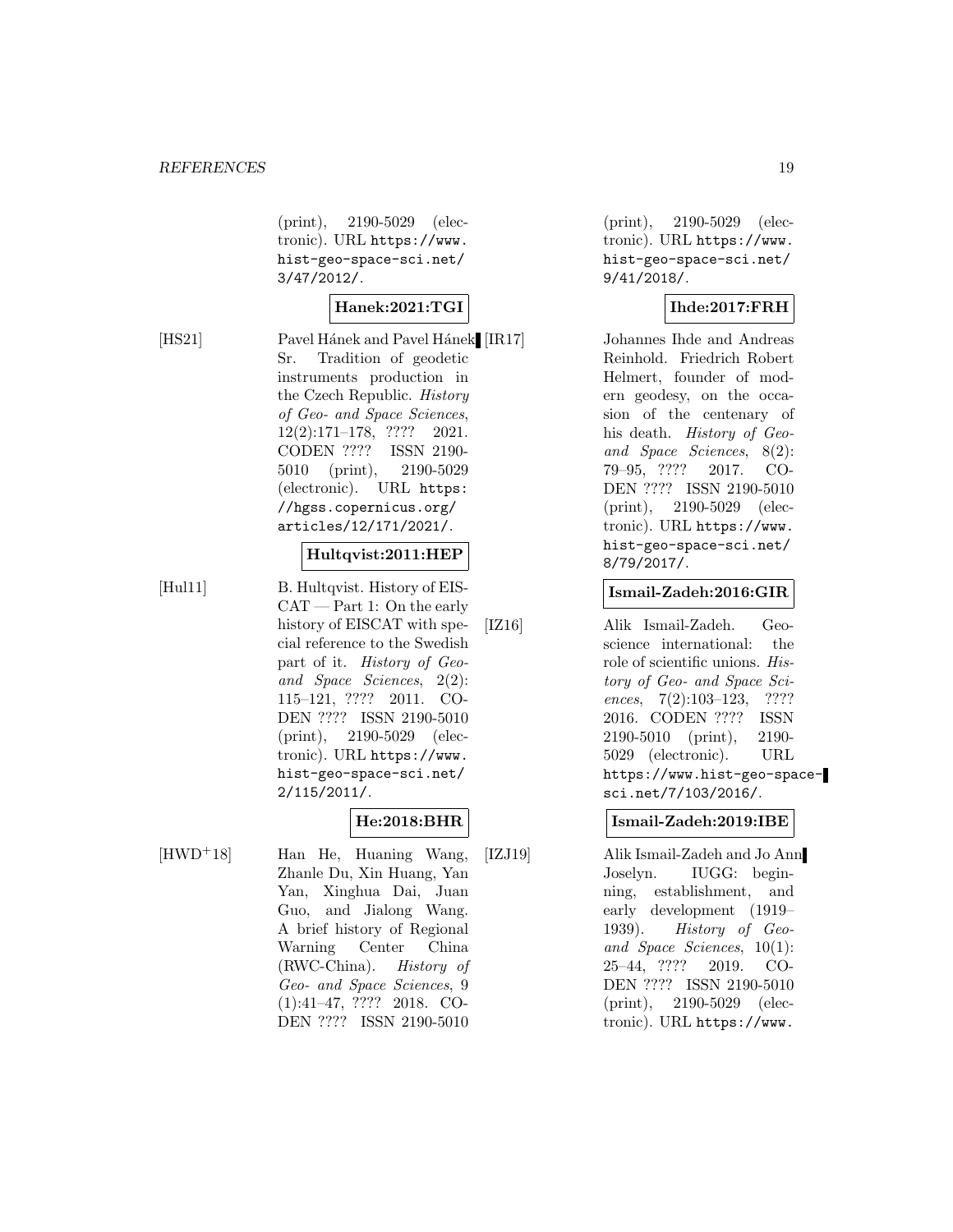(print), 2190-5029 (electronic). URL https://www.hist-geo-space-sci.net/3/47/2012/.

**Hanek:2021:TGI**

[HS21] Pavel Hánek and Pavel Hánek Sr. Tradition of geodetic instruments production in the Czech Republic. *History of Geo- and Space Sciences*, 12(2):171–178, ???? 2021. CODEN ???? ISSN 2190-5010 (print), 2190-5029 (electronic). URL https://hgss.copernicus.org/articles/12/171/2021/.

**Hultqvist:2011:HEP**

[Hul11] B. Hultqvist. History of EISCAT — Part 1: On the early history of EISCAT with special reference to the Swedish part of it. *History of Geo- and Space Sciences*, 2(2):115–121, ???? 2011. CODEN ???? ISSN 2190-5010 (print), 2190-5029 (electronic). URL https://www.hist-geo-space-sci.net/2/115/2011/.

**He:2018:BHR**

[HWD+18] Han He, Huaning Wang, Zhanle Du, Xin Huang, Yan Yan, Xinghua Dai, Juan Guo, and Jialong Wang. A brief history of Regional Warning Center China (RWC-China). *History of Geo- and Space Sciences*, 9(1):41–47, ???? 2018. CODEN ???? ISSN 2190-5010 (print), 2190-5029 (electronic). URL https://www.hist-geo-space-sci.net/9/41/2018/.

**Ihde:2017:FRH**

[IR17] Johannes Ihde and Andreas Reinhold. Friedrich Robert Helmert, founder of modern geodesy, on the occasion of the centenary of his death. *History of Geo- and Space Sciences*, 8(2):79–95, ???? 2017. CODEN ???? ISSN 2190-5010 (print), 2190-5029 (electronic). URL https://www.hist-geo-space-sci.net/8/79/2017/.

**Ismail-Zadeh:2016:GIR**

[IZ16] Alik Ismail-Zadeh. Geoscience international: the role of scientific unions. *History of Geo- and Space Sciences*, 7(2):103–123, ???? 2016. CODEN ???? ISSN 2190-5010 (print), 2190-5029 (electronic). URL https://www.hist-geo-space-sci.net/7/103/2016/.

**Ismail-Zadeh:2019:IBE**

[IZJ19] Alik Ismail-Zadeh and Jo Ann Joselyn. IUGG: beginning, establishment, and early development (1919–1939). *History of Geo- and Space Sciences*, 10(1):25–44, ???? 2019. CODEN ???? ISSN 2190-5010 (print), 2190-5029 (electronic). URL https://www.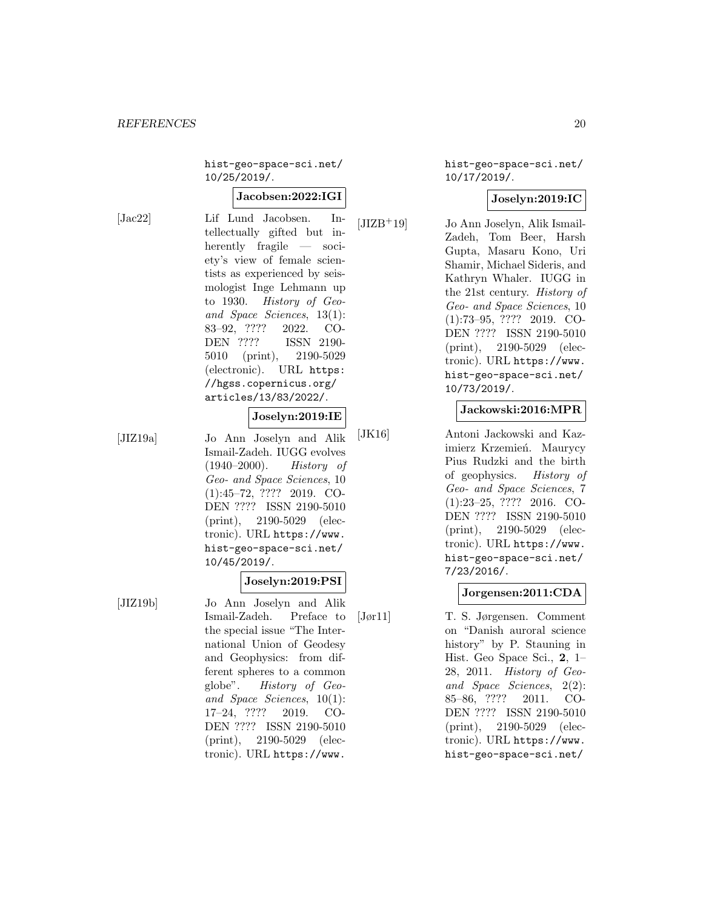hist-geo-space-sci.net/10/25/2019/.

**Jacobsen:2022:IGI**

[Jac22] Lif Lund Jacobsen. Intellectually gifted but inherently fragile — society's view of female scientists as experienced by seismologist Inge Lehmann up to 1930. *History of Geo- and Space Sciences*, 13(1): 83–92, ???? 2022. CODEN ???? ISSN 2190-5010 (print), 2190-5029 (electronic). URL https://hgss.copernicus.org/articles/13/83/2022/.

**Joselyn:2019:IE**

[JIZ19a] Jo Ann Joselyn and Alik Ismail-Zadeh. IUGG evolves (1940–2000). *History of Geo- and Space Sciences*, 10 (1):45–72, ???? 2019. CODEN ???? ISSN 2190-5010 (print), 2190-5029 (electronic). URL https://www.hist-geo-space-sci.net/10/45/2019/.

**Joselyn:2019:PSI**

[JIZ19b] Jo Ann Joselyn and Alik Ismail-Zadeh. Preface to the special issue "The International Union of Geodesy and Geophysics: from different spheres to a common globe". *History of Geo- and Space Sciences*, 10(1): 17–24, ???? 2019. CODEN ???? ISSN 2190-5010 (print), 2190-5029 (electronic). URL https://www.hist-geo-space-sci.net/10/17/2019/.

**Joselyn:2019:IC**

[JIZB+19] Jo Ann Joselyn, Alik Ismail-Zadeh, Tom Beer, Harsh Gupta, Masaru Kono, Uri Shamir, Michael Sideris, and Kathryn Whaler. IUGG in the 21st century. *History of Geo- and Space Sciences*, 10 (1):73–95, ???? 2019. CODEN ???? ISSN 2190-5010 (print), 2190-5029 (electronic). URL https://www.hist-geo-space-sci.net/10/73/2019/.

**Jackowski:2016:MPR**

[JK16] Antoni Jackowski and Kazimierz Krzemień. Maurycy Pius Rudzki and the birth of geophysics. *History of Geo- and Space Sciences*, 7 (1):23–25, ???? 2016. CODEN ???? ISSN 2190-5010 (print), 2190-5029 (electronic). URL https://www.hist-geo-space-sci.net/7/23/2016/.

**Jorgensen:2011:CDA**

[Jør11] T. S. Jørgensen. Comment on "Danish auroral science history" by P. Stauning in Hist. Geo Space Sci., **2**, 1–28, 2011. *History of Geo- and Space Sciences*, 2(2): 85–86, ???? 2011. CODEN ???? ISSN 2190-5010 (print), 2190-5029 (electronic). URL https://www.hist-geo-space-sci.net/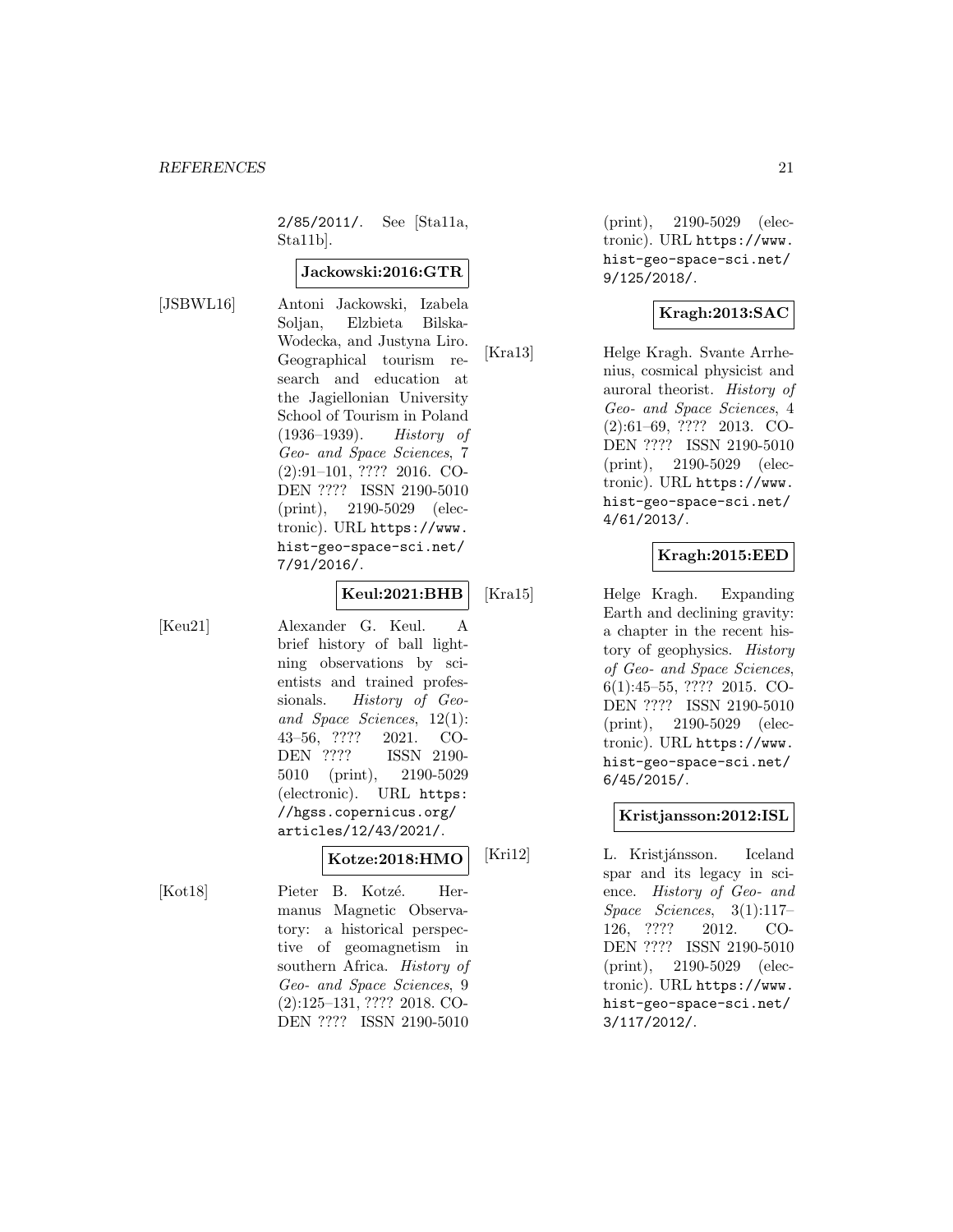2/85/2011/. See [Sta11a, Sta11b].

**Jackowski:2016:GTR**

[JSBWL16] Antoni Jackowski, Izabela Soljan, Elzbieta Bilska-Wodecka, and Justyna Liro. Geographical tourism research and education at the Jagiellonian University School of Tourism in Poland (1936–1939). *History of Geo- and Space Sciences*, 7 (2):91–101, ???? 2016. CODEN ???? ISSN 2190-5010 (print), 2190-5029 (electronic). URL https://www.hist-geo-space-sci.net/7/91/2016/.

**Keul:2021:BHB**

[Keu21] Alexander G. Keul. A brief history of ball lightning observations by scientists and trained professionals. *History of Geo- and Space Sciences*, 12(1): 43–56, ???? 2021. CODEN ???? ISSN 2190-5010 (print), 2190-5029 (electronic). URL https://hgss.copernicus.org/articles/12/43/2021/.

**Kotze:2018:HMO**

[Kot18] Pieter B. Kotzé. Hermanus Magnetic Observatory: a historical perspective of geomagnetism in southern Africa. *History of Geo- and Space Sciences*, 9 (2):125–131, ???? 2018. CODEN ???? ISSN 2190-5010 (print), 2190-5029 (electronic). URL https://www.hist-geo-space-sci.net/9/125/2018/.

**Kragh:2013:SAC**

[Kra13] Helge Kragh. Svante Arrhenius, cosmical physicist and auroral theorist. *History of Geo- and Space Sciences*, 4 (2):61–69, ???? 2013. CODEN ???? ISSN 2190-5010 (print), 2190-5029 (electronic). URL https://www.hist-geo-space-sci.net/4/61/2013/.

**Kragh:2015:EED**

[Kra15] Helge Kragh. Expanding Earth and declining gravity: a chapter in the recent history of geophysics. *History of Geo- and Space Sciences*, 6(1):45–55, ???? 2015. CODEN ???? ISSN 2190-5010 (print), 2190-5029 (electronic). URL https://www.hist-geo-space-sci.net/6/45/2015/.

**Kristjansson:2012:ISL**

[Kri12] L. Kristjánsson. Iceland spar and its legacy in science. *History of Geo- and Space Sciences*, 3(1):117–126, ???? 2012. CODEN ???? ISSN 2190-5010 (print), 2190-5029 (electronic). URL https://www.hist-geo-space-sci.net/3/117/2012/.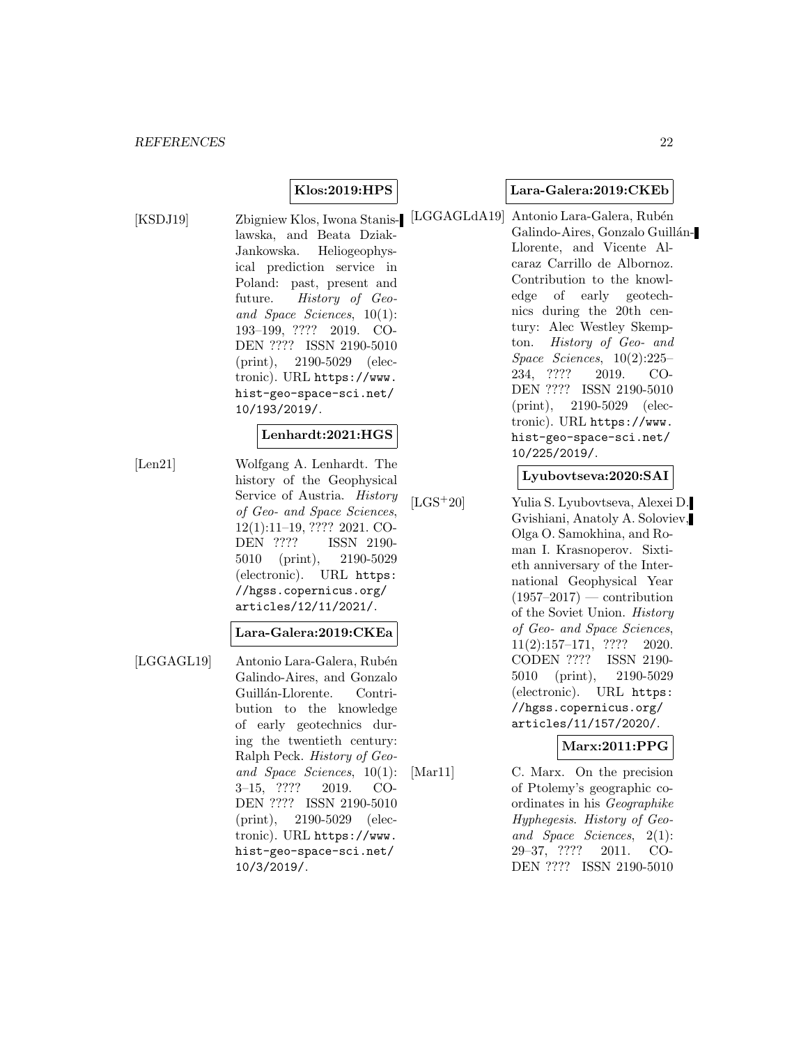**Klos:2019:HPS**

[KSDJ19] Zbigniew Klos, Iwona Stanislawska, and Beata Dziak-Jankowska. Heliogeophysical prediction service in Poland: past, present and future. *History of Geo- and Space Sciences*, 10(1): 193–199, ???? 2019. CODEN ???? ISSN 2190-5010 (print), 2190-5029 (electronic). URL https://www.hist-geo-space-sci.net/10/193/2019/.

**Lenhardt:2021:HGS**

[Len21] Wolfgang A. Lenhardt. The history of the Geophysical Service of Austria. *History of Geo- and Space Sciences*, 12(1):11–19, ???? 2021. CODEN ???? ISSN 2190-5010 (print), 2190-5029 (electronic). URL https://hgss.copernicus.org/articles/12/11/2021/.

**Lara-Galera:2019:CKEa**

[LGGAGL19] Antonio Lara-Galera, Rubén Galindo-Aires, and Gonzalo Guillán-Llorente. Contribution to the knowledge of early geotechnics during the twentieth century: Ralph Peck. *History of Geo- and Space Sciences*, 10(1): 3–15, ???? 2019. CODEN ???? ISSN 2190-5010 (print), 2190-5029 (electronic). URL https://www.hist-geo-space-sci.net/10/3/2019/.

**Lara-Galera:2019:CKEb**

[LGGAGLdA19] Antonio Lara-Galera, Rubén Galindo-Aires, Gonzalo Guillán-Llorente, and Vicente Alcaraz Carrillo de Albornoz. Contribution to the knowledge of early geotechnics during the 20th century: Alec Westley Skempton. *History of Geo- and Space Sciences*, 10(2):225–234, ???? 2019. CODEN ???? ISSN 2190-5010 (print), 2190-5029 (electronic). URL https://www.hist-geo-space-sci.net/10/225/2019/.

**Lyubovtseva:2020:SAI**

[LGS+20] Yulia S. Lyubovtseva, Alexei D. Gvishiani, Anatoly A. Soloviev, Olga O. Samokhina, and Roman I. Krasnoperov. Sixtieth anniversary of the International Geophysical Year (1957–2017) — contribution of the Soviet Union. *History of Geo- and Space Sciences*, 11(2):157–171, ???? 2020. CODEN ???? ISSN 2190-5010 (print), 2190-5029 (electronic). URL https://hgss.copernicus.org/articles/11/157/2020/.

**Marx:2011:PPG**

[Mar11] C. Marx. On the precision of Ptolemy's geographic coordinates in his *Geographike Hyphegesis*. *History of Geo- and Space Sciences*, 2(1): 29–37, ???? 2011. CODEN ???? ISSN 2190-5010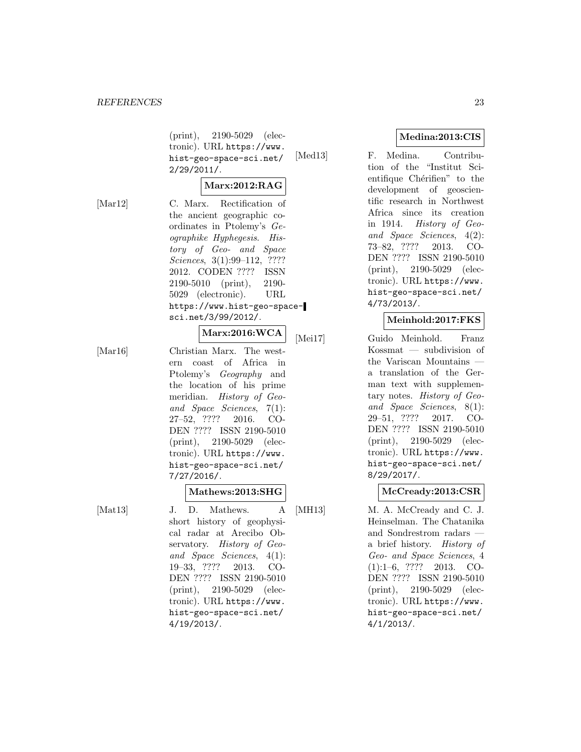(print), 2190-5029 (electronic). URL https://www.hist-geo-space-sci.net/2/29/2011/.

**Marx:2012:RAG**

[Mar12] C. Marx. Rectification of the ancient geographic coordinates in Ptolemy's *Geographike Hyphegesis*. *History of Geo- and Space Sciences*, 3(1):99–112, ???? 2012. CODEN ???? ISSN 2190-5010 (print), 2190-5029 (electronic). URL https://www.hist-geo-space-sci.net/3/99/2012/.

**Marx:2016:WCA**

[Mar16] Christian Marx. The western coast of Africa in Ptolemy's *Geography* and the location of his prime meridian. *History of Geo- and Space Sciences*, 7(1): 27–52, ???? 2016. CODEN ???? ISSN 2190-5010 (print), 2190-5029 (electronic). URL https://www.hist-geo-space-sci.net/7/27/2016/.

**Mathews:2013:SHG**

[Mat13] J. D. Mathews. A short history of geophysical radar at Arecibo Observatory. *History of Geo- and Space Sciences*, 4(1): 19–33, ???? 2013. CODEN ???? ISSN 2190-5010 (print), 2190-5029 (electronic). URL https://www.hist-geo-space-sci.net/4/19/2013/.

**Medina:2013:CIS**

[Med13] F. Medina. Contribution of the "Institut Scientifique Chérifien" to the development of geoscientific research in Northwest Africa since its creation in 1914. *History of Geo- and Space Sciences*, 4(2): 73–82, ???? 2013. CODEN ???? ISSN 2190-5010 (print), 2190-5029 (electronic). URL https://www.hist-geo-space-sci.net/4/73/2013/.

**Meinhold:2017:FKS**

[Mei17] Guido Meinhold. Franz Kossmat — subdivision of the Variscan Mountains — a translation of the German text with supplementary notes. *History of Geo- and Space Sciences*, 8(1): 29–51, ???? 2017. CODEN ???? ISSN 2190-5010 (print), 2190-5029 (electronic). URL https://www.hist-geo-space-sci.net/8/29/2017/.

**McCready:2013:CSR**

[MH13] M. A. McCready and C. J. Heinselman. The Chatanika and Sondrestrom radars — a brief history. *History of Geo- and Space Sciences*, 4 (1):1–6, ???? 2013. CODEN ???? ISSN 2190-5010 (print), 2190-5029 (electronic). URL https://www.hist-geo-space-sci.net/4/1/2013/.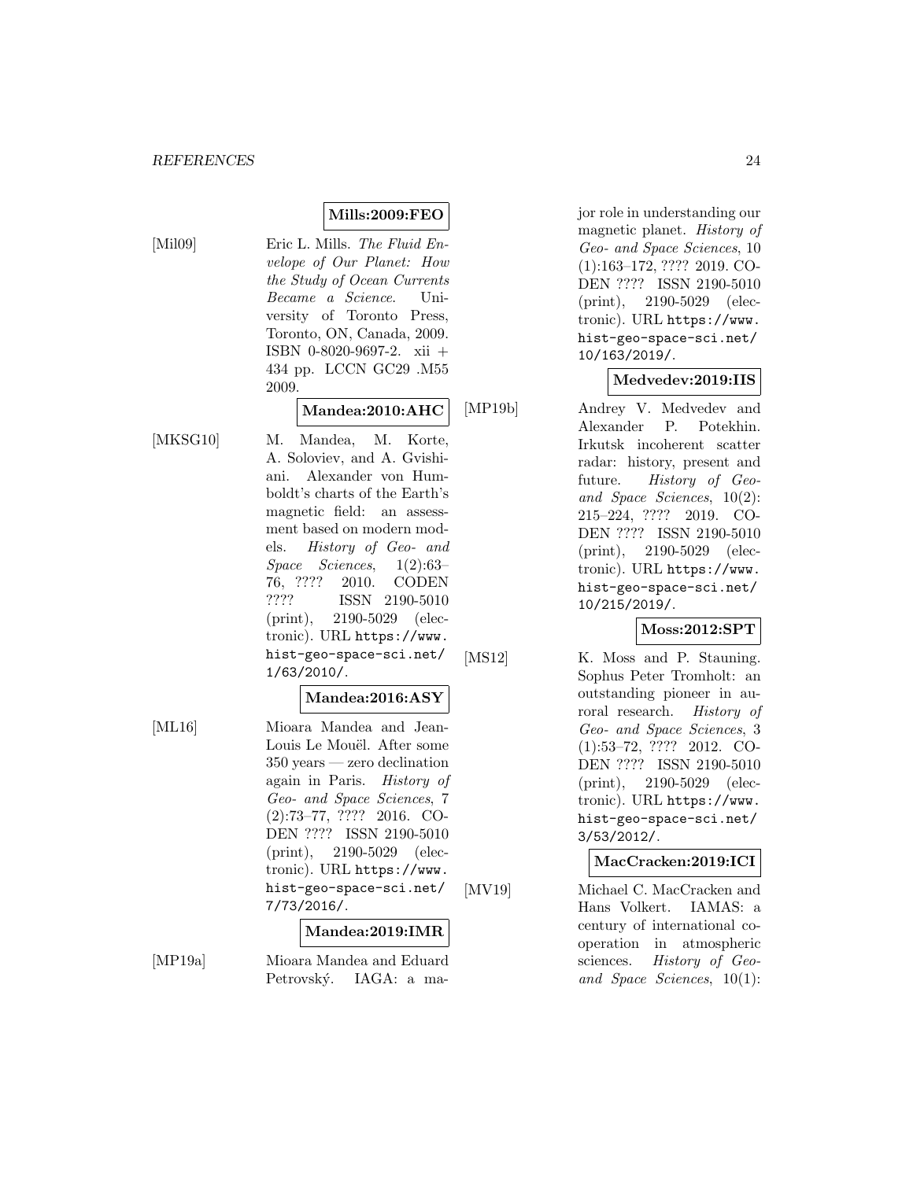**Mills:2009:FEO**

[Mil09] Eric L. Mills. *The Fluid Envelope of Our Planet: How the Study of Ocean Currents Became a Science*. University of Toronto Press, Toronto, ON, Canada, 2009. ISBN 0-8020-9697-2. xii + 434 pp. LCCN GC29 .M55 2009.

**Mandea:2010:AHC**

[MKSG10] M. Mandea, M. Korte, A. Soloviev, and A. Gvishiani. Alexander von Humboldt's charts of the Earth's magnetic field: an assessment based on modern models. *History of Geo- and Space Sciences*, 1(2):63–76, ???? 2010. CODEN ???? ISSN 2190-5010 (print), 2190-5029 (electronic). URL https://www.hist-geo-space-sci.net/1/63/2010/.

**Mandea:2016:ASY**

[ML16] Mioara Mandea and Jean-Louis Le Mouël. After some 350 years — zero declination again in Paris. *History of Geo- and Space Sciences*, 7 (2):73–77, ???? 2016. CODEN ???? ISSN 2190-5010 (print), 2190-5029 (electronic). URL https://www.hist-geo-space-sci.net/7/73/2016/.

**Mandea:2019:IMR**

[MP19a] Mioara Mandea and Eduard Petrovský. IAGA: a major role in understanding our magnetic planet. *History of Geo- and Space Sciences*, 10 (1):163–172, ???? 2019. CODEN ???? ISSN 2190-5010 (print), 2190-5029 (electronic). URL https://www.hist-geo-space-sci.net/10/163/2019/.

**Medvedev:2019:IIS**

[MP19b] Andrey V. Medvedev and Alexander P. Potekhin. Irkutsk incoherent scatter radar: history, present and future. *History of Geo- and Space Sciences*, 10(2): 215–224, ???? 2019. CODEN ???? ISSN 2190-5010 (print), 2190-5029 (electronic). URL https://www.hist-geo-space-sci.net/10/215/2019/.

**Moss:2012:SPT**

[MS12] K. Moss and P. Stauning. Sophus Peter Tromholt: an outstanding pioneer in auroral research. *History of Geo- and Space Sciences*, 3 (1):53–72, ???? 2012. CODEN ???? ISSN 2190-5010 (print), 2190-5029 (electronic). URL https://www.hist-geo-space-sci.net/3/53/2012/.

**MacCracken:2019:ICI**

[MV19] Michael C. MacCracken and Hans Volkert. IAMAS: a century of international cooperation in atmospheric sciences. *History of Geo- and Space Sciences*, 10(1):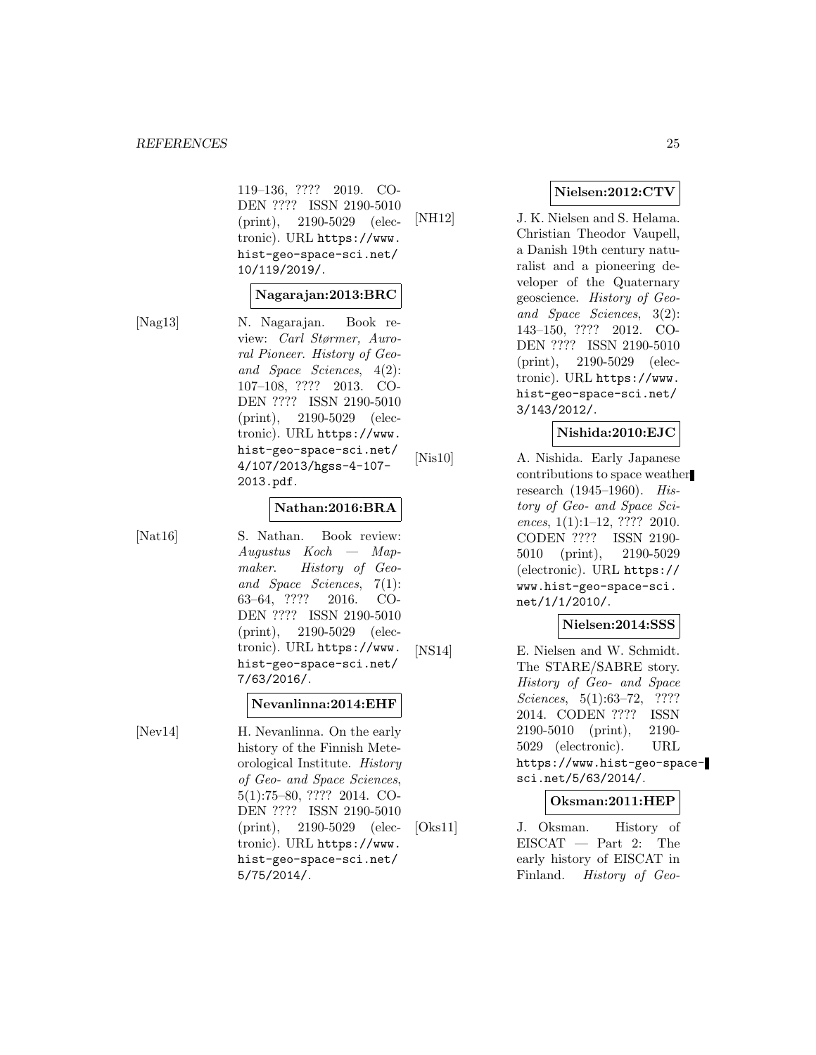119–136, ???? 2019. CODEN ???? ISSN 2190-5010 (print), 2190-5029 (electronic). URL https://www.hist-geo-space-sci.net/10/119/2019/.

**Nagarajan:2013:BRC**

[Nag13] N. Nagarajan. Book review: *Carl Størmer, Auroral Pioneer*. *History of Geo- and Space Sciences*, 4(2): 107–108, ???? 2013. CODEN ???? ISSN 2190-5010 (print), 2190-5029 (electronic). URL https://www.hist-geo-space-sci.net/4/107/2013/hgss-4-107-2013.pdf.

**Nathan:2016:BRA**

[Nat16] S. Nathan. Book review: *Augustus Koch — Mapmaker*. *History of Geo- and Space Sciences*, 7(1): 63–64, ???? 2016. CODEN ???? ISSN 2190-5010 (print), 2190-5029 (electronic). URL https://www.hist-geo-space-sci.net/7/63/2016/.

**Nevanlinna:2014:EHF**

[Nev14] H. Nevanlinna. On the early history of the Finnish Meteorological Institute. *History of Geo- and Space Sciences*, 5(1):75–80, ???? 2014. CODEN ???? ISSN 2190-5010 (print), 2190-5029 (electronic). URL https://www.hist-geo-space-sci.net/5/75/2014/.

**Nielsen:2012:CTV**

[NH12] J. K. Nielsen and S. Helama. Christian Theodor Vaupell, a Danish 19th century naturalist and a pioneering developer of the Quaternary geoscience. *History of Geo- and Space Sciences*, 3(2): 143–150, ???? 2012. CODEN ???? ISSN 2190-5010 (print), 2190-5029 (electronic). URL https://www.hist-geo-space-sci.net/3/143/2012/.

**Nishida:2010:EJC**

[Nis10] A. Nishida. Early Japanese contributions to space weather research (1945–1960). *History of Geo- and Space Sciences*, 1(1):1–12, ???? 2010. CODEN ???? ISSN 2190-5010 (print), 2190-5029 (electronic). URL https://www.hist-geo-space-sci.net/1/1/2010/.

**Nielsen:2014:SSS**

[NS14] E. Nielsen and W. Schmidt. The STARE/SABRE story. *History of Geo- and Space Sciences*, 5(1):63–72, ???? 2014. CODEN ???? ISSN 2190-5010 (print), 2190-5029 (electronic). URL https://www.hist-geo-space-sci.net/5/63/2014/.

**Oksman:2011:HEP**

[Oks11] J. Oksman. History of EISCAT — Part 2: The early history of EISCAT in Finland. *History of Geo-*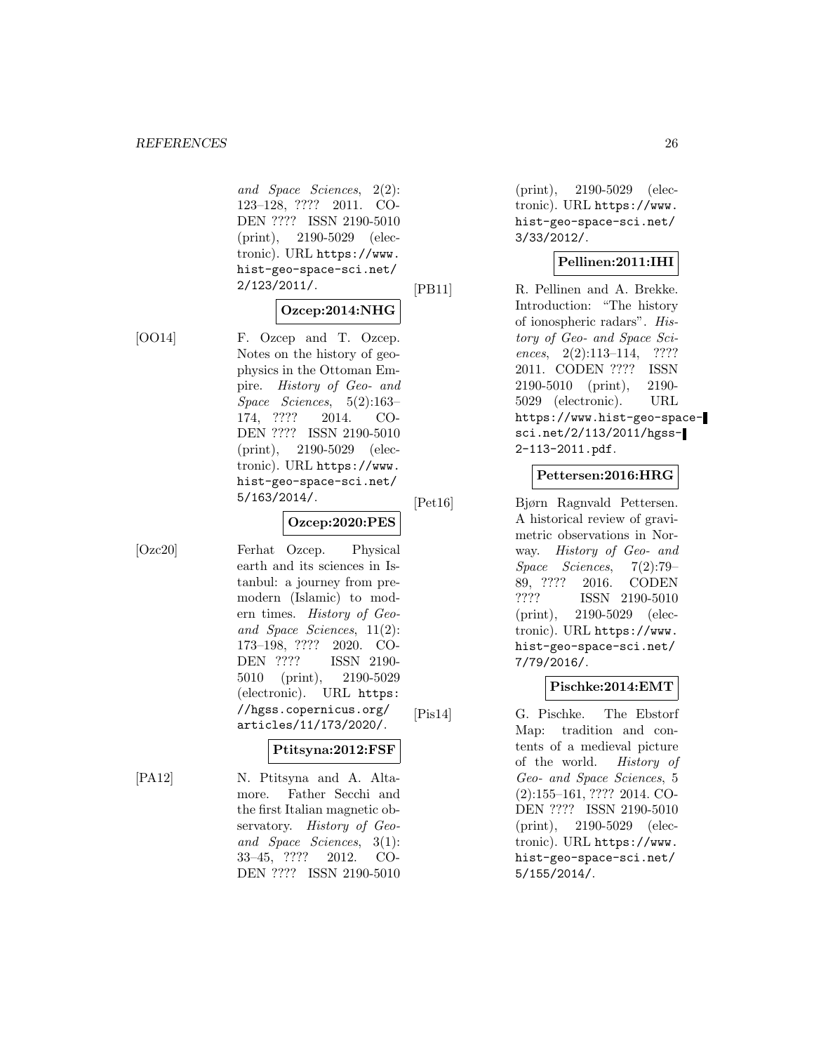and Space Sciences, 2(2): 123–128, ???? 2011. CODEN ???? ISSN 2190-5010 (print), 2190-5029 (electronic). URL https://www.hist-geo-space-sci.net/2/123/2011/.

**Ozcep:2014:NHG**

[OO14] F. Ozcep and T. Ozcep. Notes on the history of geophysics in the Ottoman Empire. *History of Geo- and Space Sciences*, 5(2):163–174, ???? 2014. CODEN ???? ISSN 2190-5010 (print), 2190-5029 (electronic). URL https://www.hist-geo-space-sci.net/5/163/2014/.

**Ozcep:2020:PES**

[Ozc20] Ferhat Ozcep. Physical earth and its sciences in Istanbul: a journey from premodern (Islamic) to modern times. *History of Geo- and Space Sciences*, 11(2): 173–198, ???? 2020. CODEN ???? ISSN 2190-5010 (print), 2190-5029 (electronic). URL https://hgss.copernicus.org/articles/11/173/2020/.

**Ptitsyna:2012:FSF**

[PA12] N. Ptitsyna and A. Altamore. Father Secchi and the first Italian magnetic observatory. *History of Geo- and Space Sciences*, 3(1): 33–45, ???? 2012. CODEN ???? ISSN 2190-5010 (print), 2190-5029 (electronic). URL https://www.hist-geo-space-sci.net/3/33/2012/.

**Pellinen:2011:IHI**

[PB11] R. Pellinen and A. Brekke. Introduction: "The history of ionospheric radars". *History of Geo- and Space Sciences*, 2(2):113–114, ???? 2011. CODEN ???? ISSN 2190-5010 (print), 2190-5029 (electronic). URL https://www.hist-geo-space-sci.net/2/113/2011/hgss-2-113-2011.pdf.

**Pettersen:2016:HRG**

[Pet16] Bjørn Ragnvald Pettersen. A historical review of gravimetric observations in Norway. *History of Geo- and Space Sciences*, 7(2):79–89, ???? 2016. CODEN ???? ISSN 2190-5010 (print), 2190-5029 (electronic). URL https://www.hist-geo-space-sci.net/7/79/2016/.

**Pischke:2014:EMT**

[Pis14] G. Pischke. The Ebstorf Map: tradition and contents of a medieval picture of the world. *History of Geo- and Space Sciences*, 5 (2):155–161, ???? 2014. CODEN ???? ISSN 2190-5010 (print), 2190-5029 (electronic). URL https://www.hist-geo-space-sci.net/5/155/2014/.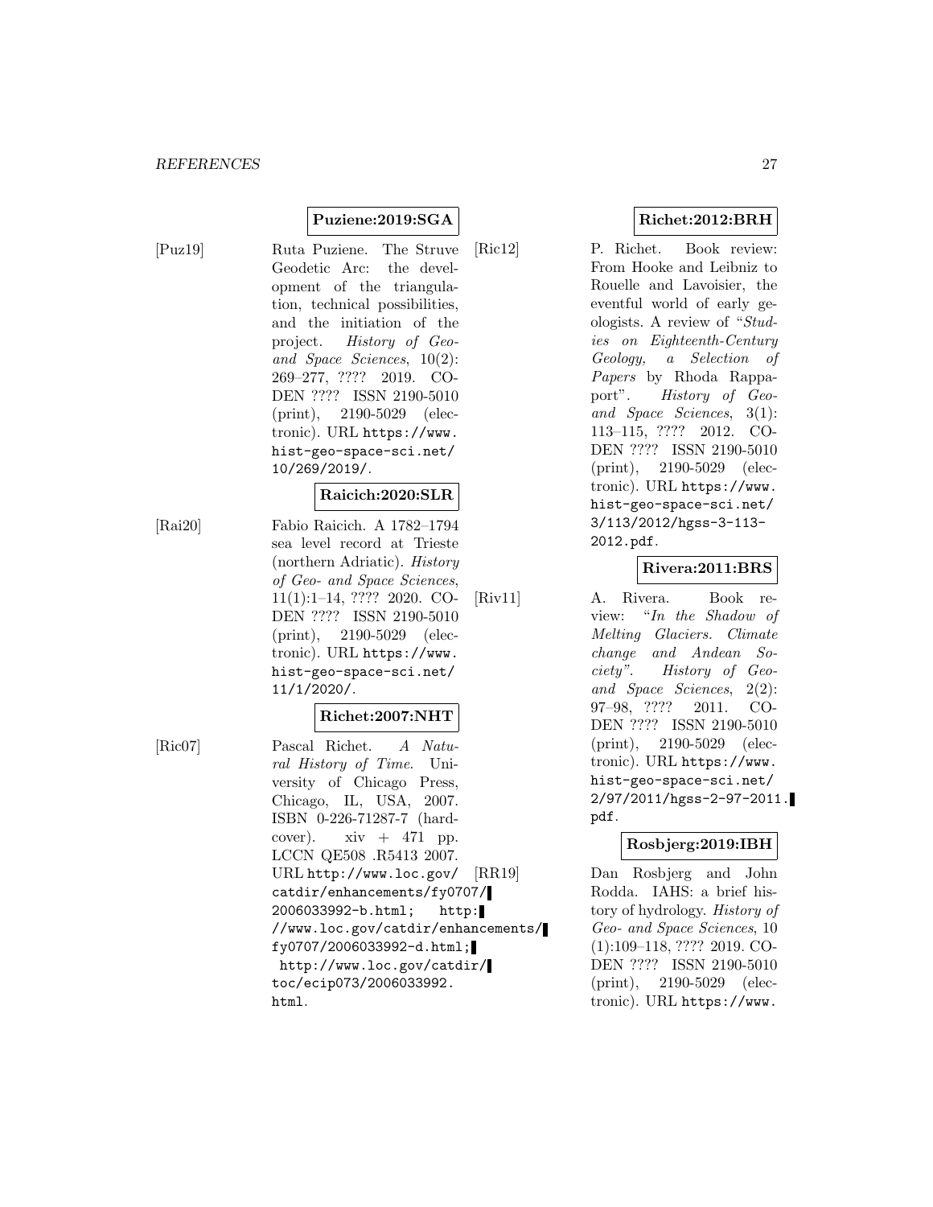**Puziene:2019:SGA**

[Puz19] Ruta Puziene. The Struve Geodetic Arc: the development of the triangulation, technical possibilities, and the initiation of the project. *History of Geo- and Space Sciences*, 10(2): 269–277, ???? 2019. CODEN ???? ISSN 2190-5010 (print), 2190-5029 (electronic). URL `https://www.hist-geo-space-sci.net/10/269/2019/`.

**Raicich:2020:SLR**

[Rai20] Fabio Raicich. A 1782–1794 sea level record at Trieste (northern Adriatic). *History of Geo- and Space Sciences*, 11(1):1–14, ???? 2020. CODEN ???? ISSN 2190-5010 (print), 2190-5029 (electronic). URL `https://www.hist-geo-space-sci.net/11/1/2020/`.

**Richet:2007:NHT**

[Ric07] Pascal Richet. *A Natural History of Time*. University of Chicago Press, Chicago, IL, USA, 2007. ISBN 0-226-71287-7 (hardcover). xiv + 471 pp. LCCN QE508 .R5413 2007. URL `http://www.loc.gov/catdir/enhancements/fy0707/2006033992-b.html`; `http://www.loc.gov/catdir/enhancements/fy0707/2006033992-d.html`; `http://www.loc.gov/catdir/toc/ecip073/2006033992.html`.

**Richet:2012:BRH**

[Ric12] P. Richet. Book review: From Hooke and Leibniz to Rouelle and Lavoisier, the eventful world of early geologists. A review of "*Studies on Eighteenth-Century Geology, a Selection of Papers* by Rhoda Rappaport". *History of Geo- and Space Sciences*, 3(1): 113–115, ???? 2012. CODEN ???? ISSN 2190-5010 (print), 2190-5029 (electronic). URL `https://www.hist-geo-space-sci.net/3/113/2012/hgss-3-113-2012.pdf`.

**Rivera:2011:BRS**

[Riv11] A. Rivera. Book review: "*In the Shadow of Melting Glaciers. Climate change and Andean Society*". *History of Geo- and Space Sciences*, 2(2): 97–98, ???? 2011. CODEN ???? ISSN 2190-5010 (print), 2190-5029 (electronic). URL `https://www.hist-geo-space-sci.net/2/97/2011/hgss-2-97-2011.pdf`.

**Rosbjerg:2019:IBH**

[RR19] Dan Rosbjerg and John Rodda. IAHS: a brief history of hydrology. *History of Geo- and Space Sciences*, 10 (1):109–118, ???? 2019. CODEN ???? ISSN 2190-5010 (print), 2190-5029 (electronic). URL `https://www.`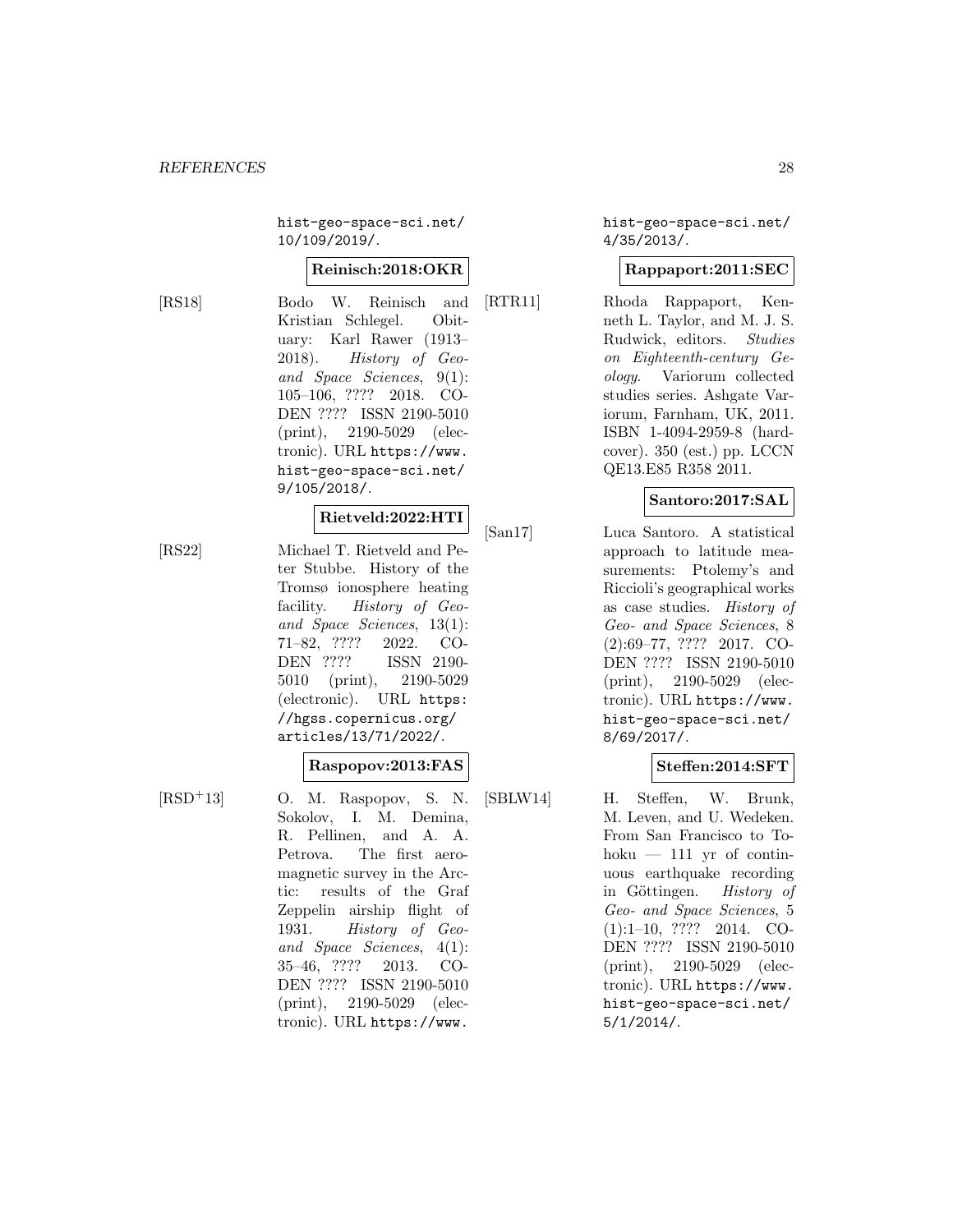hist-geo-space-sci.net/10/109/2019/.

**Reinisch:2018:OKR**

[RS18] Bodo W. Reinisch and Kristian Schlegel. Obituary: Karl Rawer (1913–2018). *History of Geo- and Space Sciences*, 9(1): 105–106, ???? 2018. CODEN ???? ISSN 2190-5010 (print), 2190-5029 (electronic). URL https://www.hist-geo-space-sci.net/9/105/2018/.

**Rietveld:2022:HTI**

[RS22] Michael T. Rietveld and Peter Stubbe. History of the Tromsø ionosphere heating facility. *History of Geo- and Space Sciences*, 13(1): 71–82, ???? 2022. CODEN ???? ISSN 2190-5010 (print), 2190-5029 (electronic). URL https://hgss.copernicus.org/articles/13/71/2022/.

**Raspopov:2013:FAS**

[RSD+13] O. M. Raspopov, S. N. Sokolov, I. M. Demina, R. Pellinen, and A. A. Petrova. The first aeromagnetic survey in the Arctic: results of the Graf Zeppelin airship flight of 1931. *History of Geo- and Space Sciences*, 4(1): 35–46, ???? 2013. CODEN ???? ISSN 2190-5010 (print), 2190-5029 (electronic). URL https://www.hist-geo-space-sci.net/4/35/2013/.

**Rappaport:2011:SEC**

[RTR11] Rhoda Rappaport, Kenneth L. Taylor, and M. J. S. Rudwick, editors. *Studies on Eighteenth-century Geology*. Variorum collected studies series. Ashgate Variorum, Farnham, UK, 2011. ISBN 1-4094-2959-8 (hardcover). 350 (est.) pp. LCCN QE13.E85 R358 2011.

**Santoro:2017:SAL**

[San17] Luca Santoro. A statistical approach to latitude measurements: Ptolemy's and Riccioli's geographical works as case studies. *History of Geo- and Space Sciences*, 8 (2):69–77, ???? 2017. CODEN ???? ISSN 2190-5010 (print), 2190-5029 (electronic). URL https://www.hist-geo-space-sci.net/8/69/2017/.

**Steffen:2014:SFT**

[SBLW14] H. Steffen, W. Brunk, M. Leven, and U. Wedeken. From San Francisco to Tohoku — 111 yr of continuous earthquake recording in Göttingen. *History of Geo- and Space Sciences*, 5 (1):1–10, ???? 2014. CODEN ???? ISSN 2190-5010 (print), 2190-5029 (electronic). URL https://www.hist-geo-space-sci.net/5/1/2014/.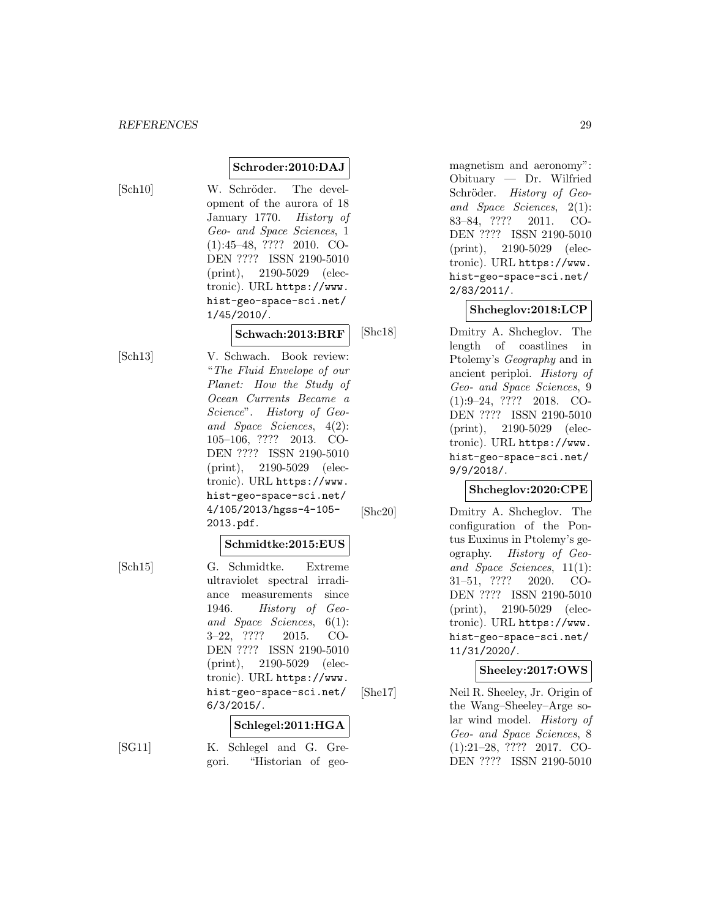**Schroder:2010:DAJ**

[Sch10] W. Schröder. The development of the aurora of 18 January 1770. *History of Geo- and Space Sciences*, 1 (1):45–48, ???? 2010. CODEN ???? ISSN 2190-5010 (print), 2190-5029 (electronic). URL `https://www.hist-geo-space-sci.net/1/45/2010/`.

**Schwach:2013:BRF**

[Sch13] V. Schwach. Book review: "*The Fluid Envelope of our Planet: How the Study of Ocean Currents Became a Science*". *History of Geo- and Space Sciences*, 4(2): 105–106, ???? 2013. CODEN ???? ISSN 2190-5010 (print), 2190-5029 (electronic). URL `https://www.hist-geo-space-sci.net/4/105/2013/hgss-4-105-2013.pdf`.

**Schmidtke:2015:EUS**

[Sch15] G. Schmidtke. Extreme ultraviolet spectral irradiance measurements since 1946. *History of Geo- and Space Sciences*, 6(1): 3–22, ???? 2015. CODEN ???? ISSN 2190-5010 (print), 2190-5029 (electronic). URL `https://www.hist-geo-space-sci.net/6/3/2015/`.

**Schlegel:2011:HGA**

[SG11] K. Schlegel and G. Gregori. "Historian of geomagnetism and aeronomy": Obituary — Dr. Wilfried Schröder. *History of Geo- and Space Sciences*, 2(1): 83–84, ???? 2011. CODEN ???? ISSN 2190-5010 (print), 2190-5029 (electronic). URL `https://www.hist-geo-space-sci.net/2/83/2011/`.

**Shcheglov:2018:LCP**

[Shc18] Dmitry A. Shcheglov. The length of coastlines in Ptolemy's *Geography* and in ancient periploi. *History of Geo- and Space Sciences*, 9 (1):9–24, ???? 2018. CODEN ???? ISSN 2190-5010 (print), 2190-5029 (electronic). URL `https://www.hist-geo-space-sci.net/9/9/2018/`.

**Shcheglov:2020:CPE**

[Shc20] Dmitry A. Shcheglov. The configuration of the Pontus Euxinus in Ptolemy's geography. *History of Geo- and Space Sciences*, 11(1): 31–51, ???? 2020. CODEN ???? ISSN 2190-5010 (print), 2190-5029 (electronic). URL `https://www.hist-geo-space-sci.net/11/31/2020/`.

**Sheeley:2017:OWS**

[She17] Neil R. Sheeley, Jr. Origin of the Wang–Sheeley–Arge solar wind model. *History of Geo- and Space Sciences*, 8 (1):21–28, ???? 2017. CODEN ???? ISSN 2190-5010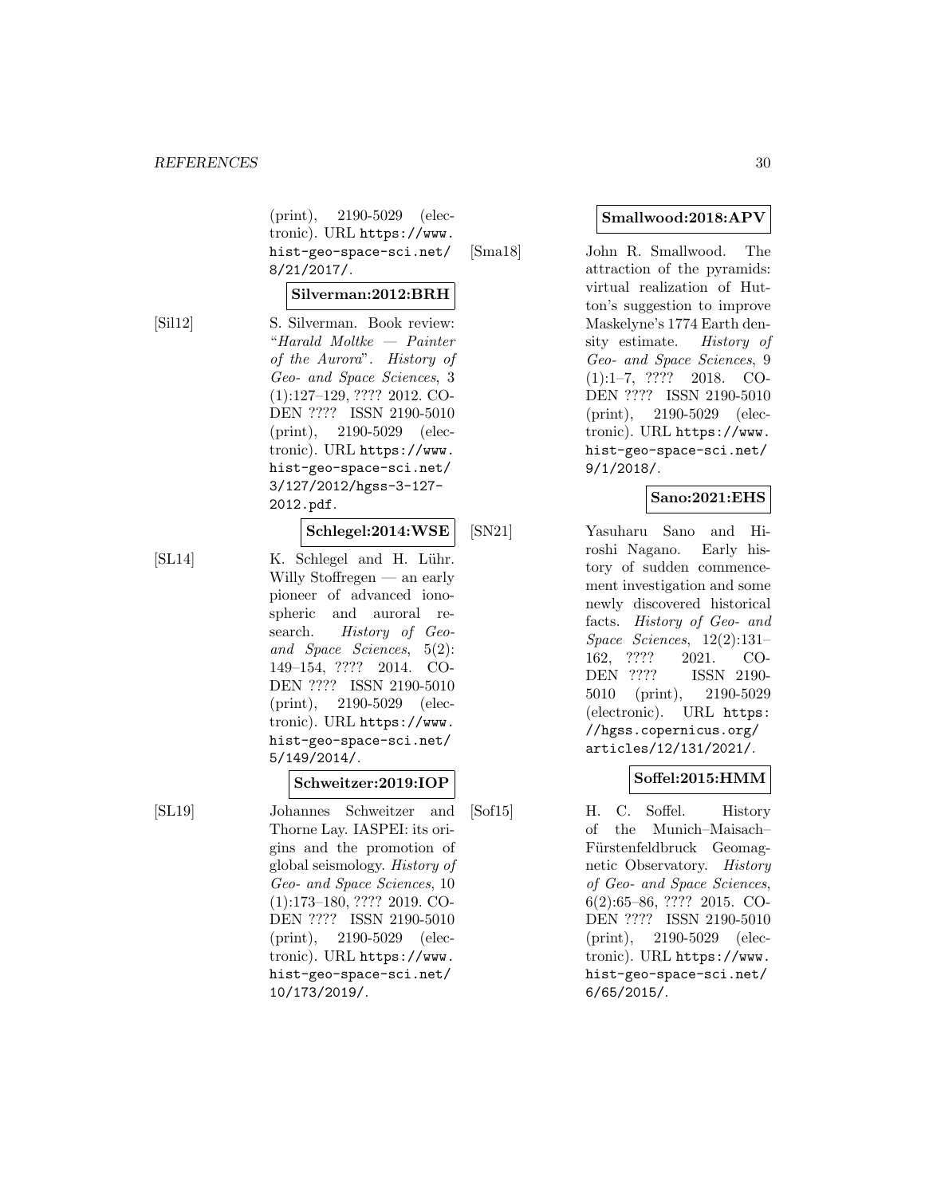(print), 2190-5029 (electronic). URL https://www.hist-geo-space-sci.net/8/21/2017/.

**Silverman:2012:BRH**

[Sil12] S. Silverman. Book review: "*Harald Moltke — Painter of the Aurora*". *History of Geo- and Space Sciences*, 3 (1):127–129, ???? 2012. CODEN ???? ISSN 2190-5010 (print), 2190-5029 (electronic). URL https://www.hist-geo-space-sci.net/3/127/2012/hgss-3-127-2012.pdf.

**Schlegel:2014:WSE**

[SL14] K. Schlegel and H. Lühr. Willy Stoffregen — an early pioneer of advanced ionospheric and auroral research. *History of Geo- and Space Sciences*, 5(2): 149–154, ???? 2014. CODEN ???? ISSN 2190-5010 (print), 2190-5029 (electronic). URL https://www.hist-geo-space-sci.net/5/149/2014/.

**Schweitzer:2019:IOP**

[SL19] Johannes Schweitzer and Thorne Lay. IASPEI: its origins and the promotion of global seismology. *History of Geo- and Space Sciences*, 10 (1):173–180, ???? 2019. CODEN ???? ISSN 2190-5010 (print), 2190-5029 (electronic). URL https://www.hist-geo-space-sci.net/10/173/2019/.

**Smallwood:2018:APV**

[Sma18] John R. Smallwood. The attraction of the pyramids: virtual realization of Hutton's suggestion to improve Maskelyne's 1774 Earth density estimate. *History of Geo- and Space Sciences*, 9 (1):1–7, ???? 2018. CODEN ???? ISSN 2190-5010 (print), 2190-5029 (electronic). URL https://www.hist-geo-space-sci.net/9/1/2018/.

**Sano:2021:EHS**

[SN21] Yasuharu Sano and Hiroshi Nagano. Early history of sudden commencement investigation and some newly discovered historical facts. *History of Geo- and Space Sciences*, 12(2):131–162, ???? 2021. CODEN ???? ISSN 2190-5010 (print), 2190-5029 (electronic). URL https://hgss.copernicus.org/articles/12/131/2021/.

**Soffel:2015:HMM**

[Sof15] H. C. Soffel. History of the Munich–Maisach–Fürstenfeldbruck Geomagnetic Observatory. *History of Geo- and Space Sciences*, 6(2):65–86, ???? 2015. CODEN ???? ISSN 2190-5010 (print), 2190-5029 (electronic). URL https://www.hist-geo-space-sci.net/6/65/2015/.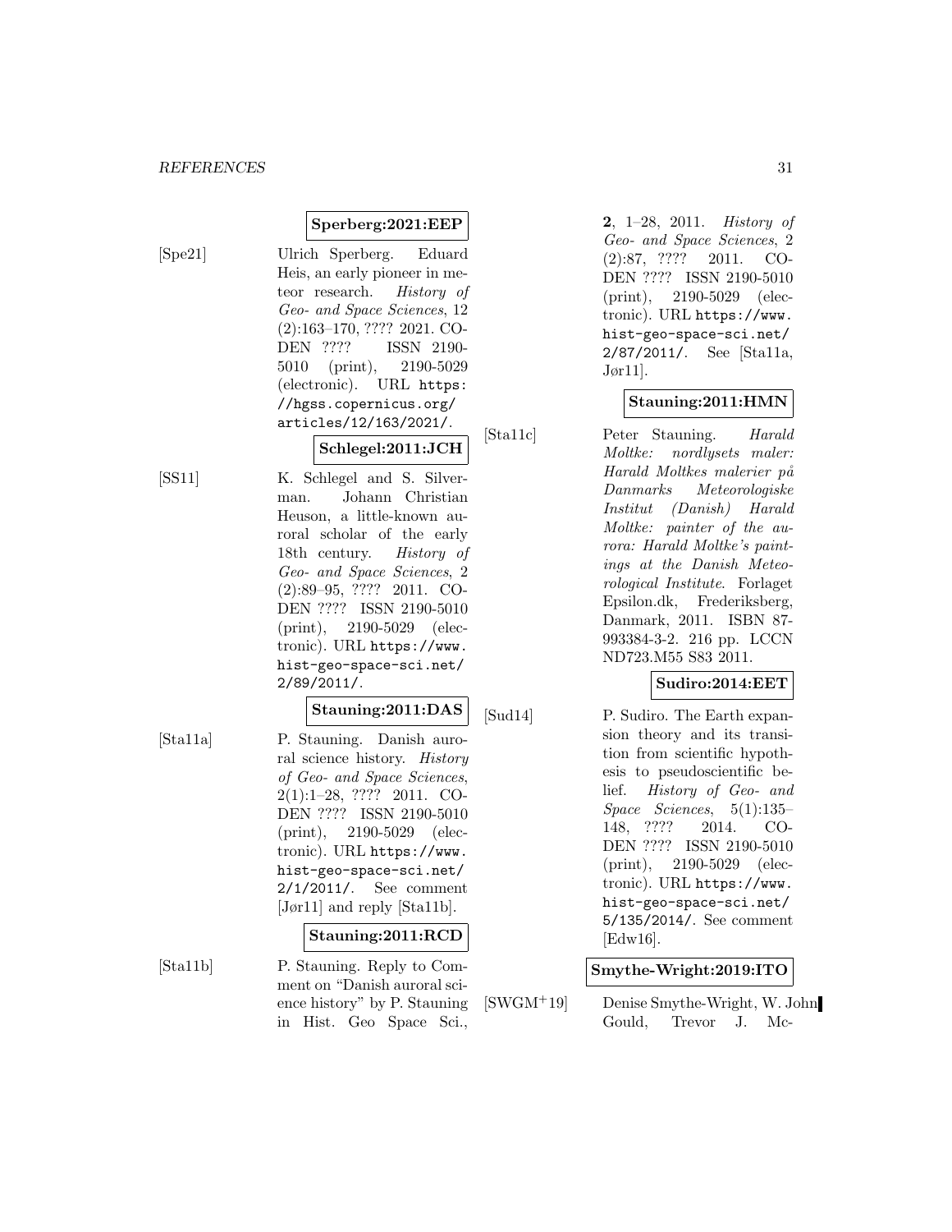**Sperberg:2021:EEP**

[Spe21] Ulrich Sperberg. Eduard Heis, an early pioneer in meteor research. *History of Geo- and Space Sciences*, 12 (2):163–170, ???? 2021. CODEN ???? ISSN 2190-5010 (print), 2190-5029 (electronic). URL `https://hgss.copernicus.org/articles/12/163/2021/`.

**Schlegel:2011:JCH**

[SS11] K. Schlegel and S. Silverman. Johann Christian Heuson, a little-known auroral scholar of the early 18th century. *History of Geo- and Space Sciences*, 2 (2):89–95, ???? 2011. CODEN ???? ISSN 2190-5010 (print), 2190-5029 (electronic). URL `https://www.hist-geo-space-sci.net/2/89/2011/`.

**Stauning:2011:DAS**

[Sta11a] P. Stauning. Danish auroral science history. *History of Geo- and Space Sciences*, 2(1):1–28, ???? 2011. CODEN ???? ISSN 2190-5010 (print), 2190-5029 (electronic). URL `https://www.hist-geo-space-sci.net/2/1/2011/`. See comment [Jør11] and reply [Sta11b].

**Stauning:2011:RCD**

[Sta11b] P. Stauning. Reply to Comment on "Danish auroral science history" by P. Stauning in Hist. Geo Space Sci., **2**, 1–28, 2011. *History of Geo- and Space Sciences*, 2 (2):87, ???? 2011. CODEN ???? ISSN 2190-5010 (print), 2190-5029 (electronic). URL `https://www.hist-geo-space-sci.net/2/87/2011/`. See [Sta11a, Jør11].

**Stauning:2011:HMN**

[Sta11c] Peter Stauning. *Harald Moltke: nordlysets maler: Harald Moltkes malerier på Danmarks Meteorologiske Institut (Danish) Harald Moltke: painter of the aurora: Harald Moltke's paintings at the Danish Meteorological Institute*. Forlaget Epsilon.dk, Frederiksberg, Danmark, 2011. ISBN 87-993384-3-2. 216 pp. LCCN ND723.M55 S83 2011.

**Sudiro:2014:EET**

[Sud14] P. Sudiro. The Earth expansion theory and its transition from scientific hypothesis to pseudoscientific belief. *History of Geo- and Space Sciences*, 5(1):135–148, ???? 2014. CODEN ???? ISSN 2190-5010 (print), 2190-5029 (electronic). URL `https://www.hist-geo-space-sci.net/5/135/2014/`. See comment [Edw16].

**Smythe-Wright:2019:ITO**

[SWGM+19] Denise Smythe-Wright, W. John Gould, Trevor J. Mc-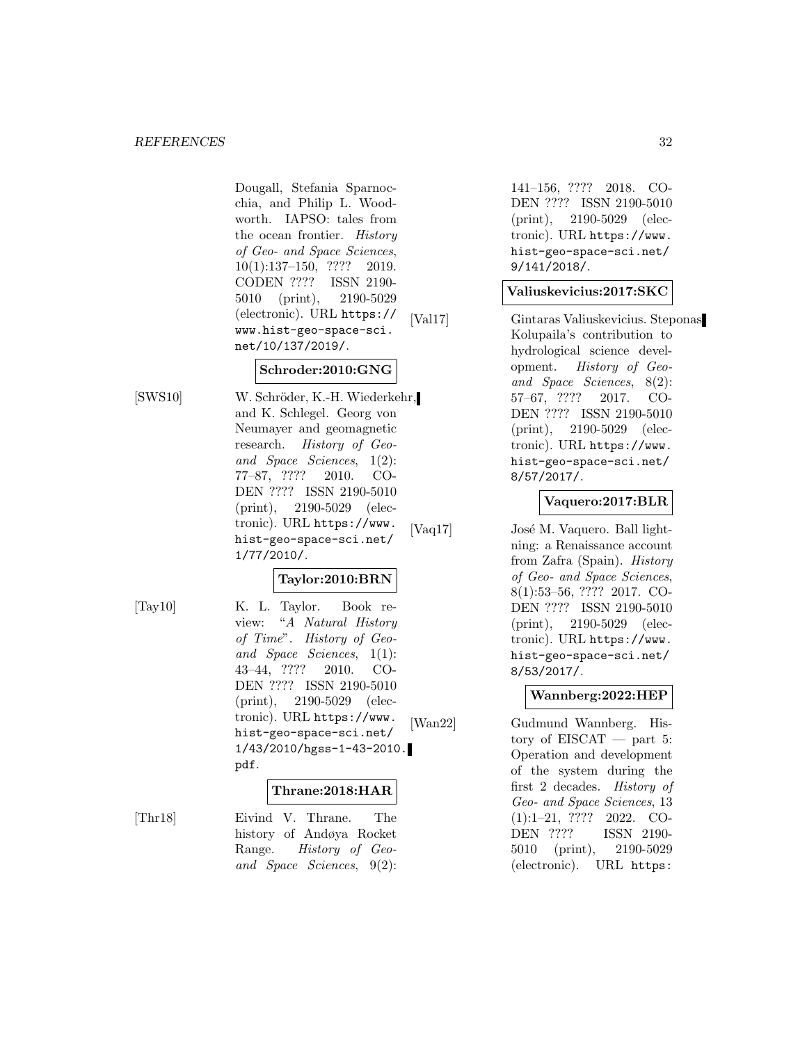Dougall, Stefania Sparnocchia, and Philip L. Woodworth. IAPSO: tales from the ocean frontier. *History of Geo- and Space Sciences*, 10(1):137–150, ???? 2019. CODEN ???? ISSN 2190-5010 (print), 2190-5029 (electronic). URL `https://www.hist-geo-space-sci.net/10/137/2019/`.

**Schroder:2010:GNG**

[SWS10] W. Schröder, K.-H. Wiederkehr, and K. Schlegel. Georg von Neumayer and geomagnetic research. *History of Geo- and Space Sciences*, 1(2): 77–87, ???? 2010. CODEN ???? ISSN 2190-5010 (print), 2190-5029 (electronic). URL `https://www.hist-geo-space-sci.net/1/77/2010/`.

**Taylor:2010:BRN**

[Tay10] K. L. Taylor. Book review: "*A Natural History of Time*". *History of Geo- and Space Sciences*, 1(1): 43–44, ???? 2010. CODEN ???? ISSN 2190-5010 (print), 2190-5029 (electronic). URL `https://www.hist-geo-space-sci.net/1/43/2010/hgss-1-43-2010.pdf`.

**Thrane:2018:HAR**

[Thr18] Eivind V. Thrane. The history of Andøya Rocket Range. *History of Geo- and Space Sciences*, 9(2): 141–156, ???? 2018. CODEN ???? ISSN 2190-5010 (print), 2190-5029 (electronic). URL `https://www.hist-geo-space-sci.net/9/141/2018/`.

**Valiuskevicius:2017:SKC**

[Val17] Gintaras Valiuskevicius. Steponas Kolupaila's contribution to hydrological science development. *History of Geo- and Space Sciences*, 8(2): 57–67, ???? 2017. CODEN ???? ISSN 2190-5010 (print), 2190-5029 (electronic). URL `https://www.hist-geo-space-sci.net/8/57/2017/`.

**Vaquero:2017:BLR**

[Vaq17] José M. Vaquero. Ball lightning: a Renaissance account from Zafra (Spain). *History of Geo- and Space Sciences*, 8(1):53–56, ???? 2017. CODEN ???? ISSN 2190-5010 (print), 2190-5029 (electronic). URL `https://www.hist-geo-space-sci.net/8/53/2017/`.

**Wannberg:2022:HEP**

[Wan22] Gudmund Wannberg. History of EISCAT — part 5: Operation and development of the system during the first 2 decades. *History of Geo- and Space Sciences*, 13 (1):1–21, ???? 2022. CODEN ???? ISSN 2190-5010 (print), 2190-5029 (electronic). URL `https:`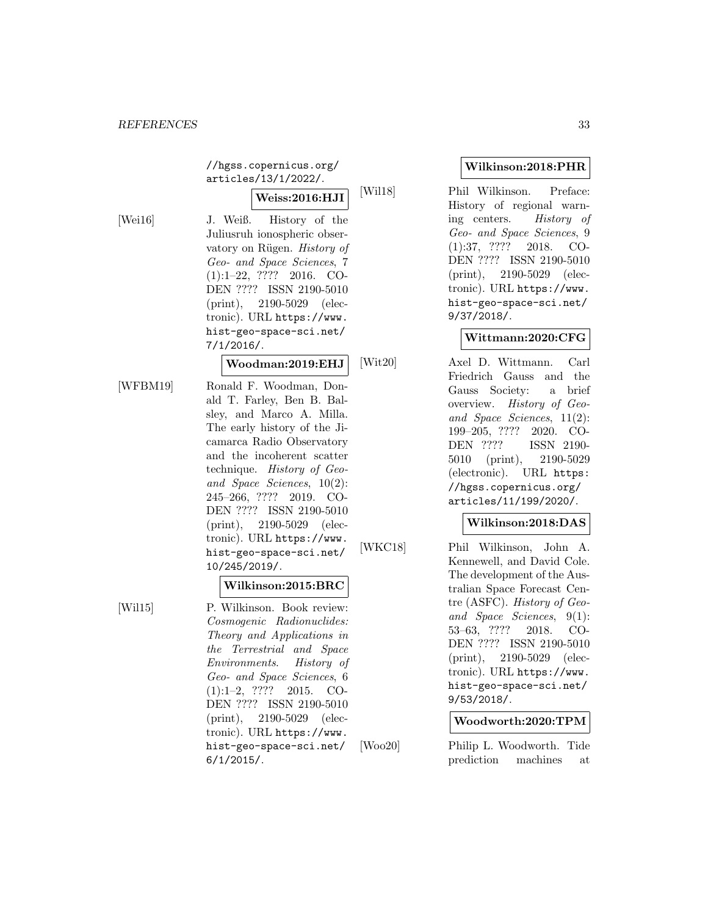//hgss.copernicus.org/articles/13/1/2022/.

**Weiss:2016:HJI**

[Wei16] J. Weiß. History of the Juliusruh ionospheric observatory on Rügen. *History of Geo- and Space Sciences*, 7 (1):1–22, ???? 2016. CODEN ???? ISSN 2190-5010 (print), 2190-5029 (electronic). URL https://www.hist-geo-space-sci.net/7/1/2016/.

**Woodman:2019:EHJ**

[WFBM19] Ronald F. Woodman, Donald T. Farley, Ben B. Balsley, and Marco A. Milla. The early history of the Jicamarca Radio Observatory and the incoherent scatter technique. *History of Geo- and Space Sciences*, 10(2): 245–266, ???? 2019. CODEN ???? ISSN 2190-5010 (print), 2190-5029 (electronic). URL https://www.hist-geo-space-sci.net/10/245/2019/.

**Wilkinson:2015:BRC**

[Wil15] P. Wilkinson. Book review: *Cosmogenic Radionuclides: Theory and Applications in the Terrestrial and Space Environments*. *History of Geo- and Space Sciences*, 6 (1):1–2, ???? 2015. CODEN ???? ISSN 2190-5010 (print), 2190-5029 (electronic). URL https://www.hist-geo-space-sci.net/6/1/2015/.

**Wilkinson:2018:PHR**

[Wil18] Phil Wilkinson. Preface: History of regional warning centers. *History of Geo- and Space Sciences*, 9 (1):37, ???? 2018. CODEN ???? ISSN 2190-5010 (print), 2190-5029 (electronic). URL https://www.hist-geo-space-sci.net/9/37/2018/.

**Wittmann:2020:CFG**

[Wit20] Axel D. Wittmann. Carl Friedrich Gauss and the Gauss Society: a brief overview. *History of Geo- and Space Sciences*, 11(2): 199–205, ???? 2020. CODEN ???? ISSN 2190-5010 (print), 2190-5029 (electronic). URL https://hgss.copernicus.org/articles/11/199/2020/.

**Wilkinson:2018:DAS**

[WKC18] Phil Wilkinson, John A. Kennewell, and David Cole. The development of the Australian Space Forecast Centre (ASFC). *History of Geo- and Space Sciences*, 9(1): 53–63, ???? 2018. CODEN ???? ISSN 2190-5010 (print), 2190-5029 (electronic). URL https://www.hist-geo-space-sci.net/9/53/2018/.

**Woodworth:2020:TPM**

[Woo20] Philip L. Woodworth. Tide prediction machines at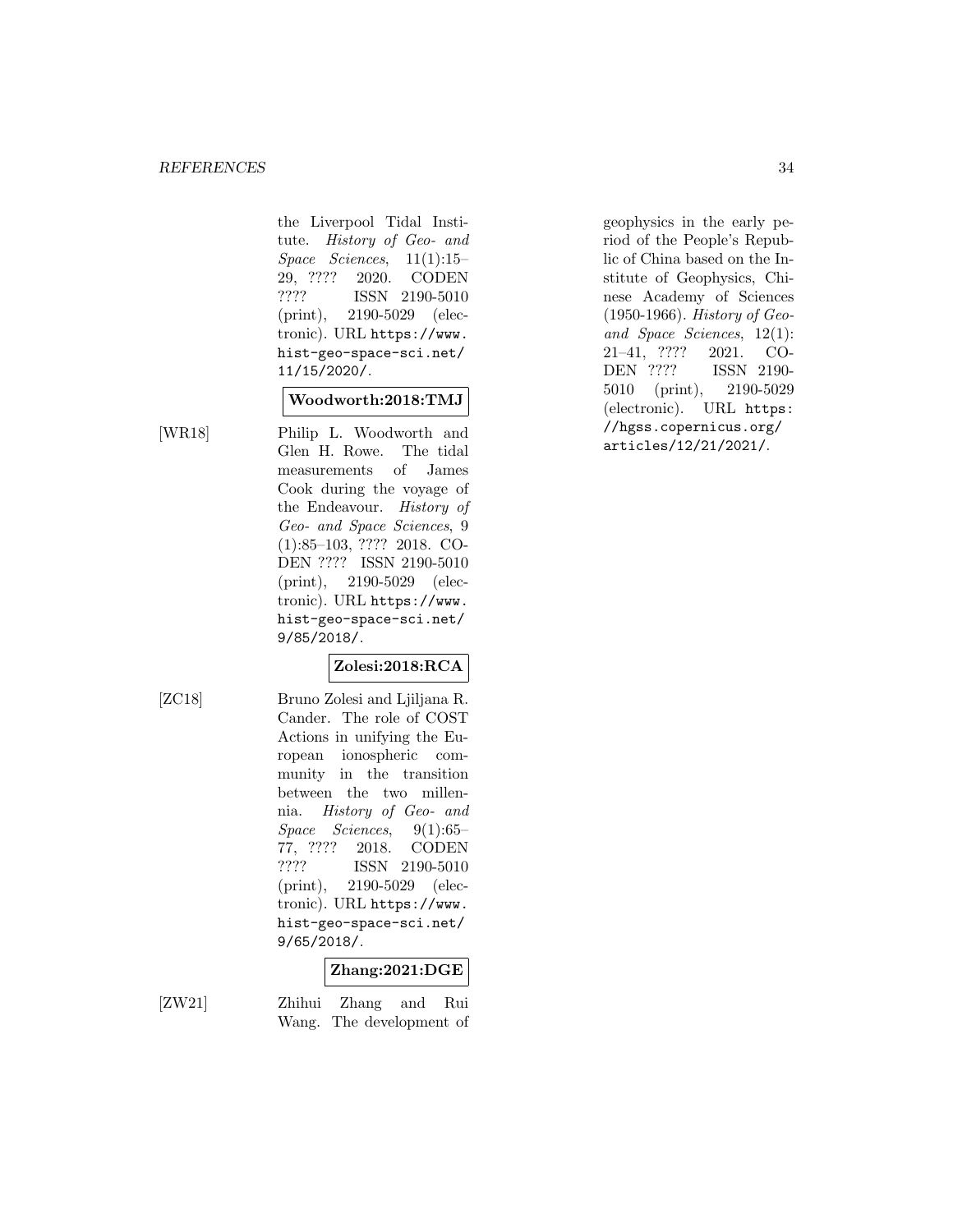the Liverpool Tidal Institute. *History of Geo- and Space Sciences*, 11(1):15–29, ???? 2020. CODEN ???? ISSN 2190-5010 (print), 2190-5029 (electronic). URL https://www.hist-geo-space-sci.net/11/15/2020/.

**Woodworth:2018:TMJ**

[WR18] Philip L. Woodworth and Glen H. Rowe. The tidal measurements of James Cook during the voyage of the Endeavour. *History of Geo- and Space Sciences*, 9 (1):85–103, ???? 2018. CODEN ???? ISSN 2190-5010 (print), 2190-5029 (electronic). URL https://www.hist-geo-space-sci.net/9/85/2018/.

**Zolesi:2018:RCA**

[ZC18] Bruno Zolesi and Ljiljana R. Cander. The role of COST Actions in unifying the European ionospheric community in the transition between the two millennia. *History of Geo- and Space Sciences*, 9(1):65–77, ???? 2018. CODEN ???? ISSN 2190-5010 (print), 2190-5029 (electronic). URL https://www.hist-geo-space-sci.net/9/65/2018/.

**Zhang:2021:DGE**

[ZW21] Zhihui Zhang and Rui Wang. The development of geophysics in the early period of the People's Republic of China based on the Institute of Geophysics, Chinese Academy of Sciences (1950-1966). *History of Geo- and Space Sciences*, 12(1): 21–41, ???? 2021. CODEN ???? ISSN 2190-5010 (print), 2190-5029 (electronic). URL https://hgss.copernicus.org/articles/12/21/2021/.